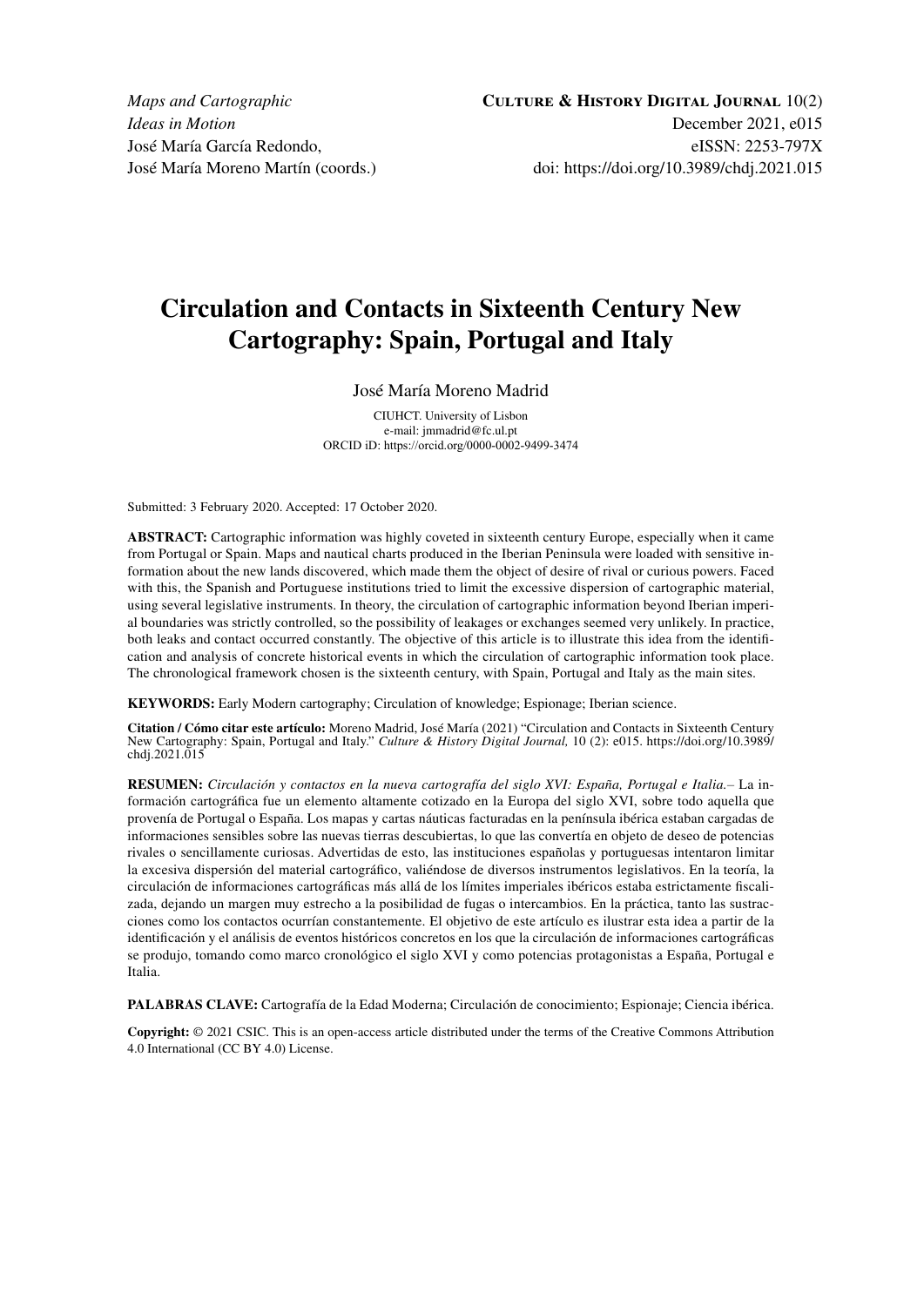*Maps and Cartographic Ideas in Motion*
José María García Redondo,
José María Moreno Martín (coords.)

**CULTURE & HISTORY DIGITAL JOURNAL** 10(2)
December 2021, e015
eISSN: 2253-797X
doi: https://doi.org/10.3989/chdj.2021.015

# Circulation and Contacts in Sixteenth Century New Cartography: Spain, Portugal and Italy

José María Moreno Madrid

CIUHCT. University of Lisbon
e-mail: jmmadrid@fc.ul.pt
ORCID iD: https://orcid.org/0000-0002-9499-3474

Submitted: 3 February 2020. Accepted: 17 October 2020.

**ABSTRACT:** Cartographic information was highly coveted in sixteenth century Europe, especially when it came from Portugal or Spain. Maps and nautical charts produced in the Iberian Peninsula were loaded with sensitive information about the new lands discovered, which made them the object of desire of rival or curious powers. Faced with this, the Spanish and Portuguese institutions tried to limit the excessive dispersion of cartographic material, using several legislative instruments. In theory, the circulation of cartographic information beyond Iberian imperial boundaries was strictly controlled, so the possibility of leakages or exchanges seemed very unlikely. In practice, both leaks and contact occurred constantly. The objective of this article is to illustrate this idea from the identification and analysis of concrete historical events in which the circulation of cartographic information took place. The chronological framework chosen is the sixteenth century, with Spain, Portugal and Italy as the main sites.

**KEYWORDS:** Early Modern cartography; Circulation of knowledge; Espionage; Iberian science.

**Citation / Cómo citar este artículo:** Moreno Madrid, José María (2021) "Circulation and Contacts in Sixteenth Century New Cartography: Spain, Portugal and Italy." *Culture & History Digital Journal,* 10 (2): e015. https://doi.org/10.3989/chdj.2021.015

**RESUMEN:** *Circulación y contactos en la nueva cartografía del siglo XVI: España, Portugal e Italia.*– La información cartográfica fue un elemento altamente cotizado en la Europa del siglo XVI, sobre todo aquella que provenía de Portugal o España. Los mapas y cartas náuticas facturadas en la península ibérica estaban cargadas de informaciones sensibles sobre las nuevas tierras descubiertas, lo que las convertía en objeto de deseo de potencias rivales o sencillamente curiosas. Advertidas de esto, las instituciones españolas y portuguesas intentaron limitar la excesiva dispersión del material cartográfico, valiéndose de diversos instrumentos legislativos. En la teoría, la circulación de informaciones cartográficas más allá de los límites imperiales ibéricos estaba estrictamente fiscalizada, dejando un margen muy estrecho a la posibilidad de fugas o intercambios. En la práctica, tanto las sustracciones como los contactos ocurrían constantemente. El objetivo de este artículo es ilustrar esta idea a partir de la identificación y el análisis de eventos históricos concretos en los que la circulación de informaciones cartográficas se produjo, tomando como marco cronológico el siglo XVI y como potencias protagonistas a España, Portugal e Italia.

**PALABRAS CLAVE:** Cartografía de la Edad Moderna; Circulación de conocimiento; Espionaje; Ciencia ibérica.

**Copyright:** © 2021 CSIC. This is an open-access article distributed under the terms of the Creative Commons Attribution 4.0 International (CC BY 4.0) License.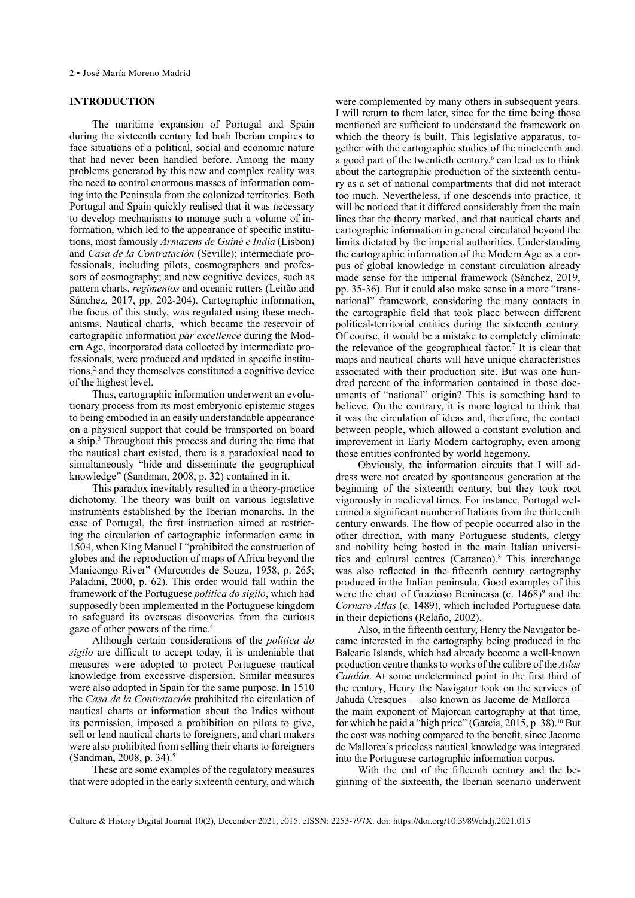## INTRODUCTION

The maritime expansion of Portugal and Spain during the sixteenth century led both Iberian empires to face situations of a political, social and economic nature that had never been handled before. Among the many problems generated by this new and complex reality was the need to control enormous masses of information coming into the Peninsula from the colonized territories. Both Portugal and Spain quickly realised that it was necessary to develop mechanisms to manage such a volume of information, which led to the appearance of specific institutions, most famously *Armazens de Guiné e India* (Lisbon) and *Casa de la Contratación* (Seville); intermediate professionals, including pilots, cosmographers and professors of cosmography; and new cognitive devices, such as pattern charts, *regimentos* and oceanic rutters (Leitão and Sánchez, 2017, pp. 202-204). Cartographic information, the focus of this study, was regulated using these mechanisms. Nautical charts,[1] which became the reservoir of cartographic information *par excellence* during the Modern Age, incorporated data collected by intermediate professionals, were produced and updated in specific institutions,[2] and they themselves constituted a cognitive device of the highest level.

Thus, cartographic information underwent an evolutionary process from its most embryonic epistemic stages to being embodied in an easily understandable appearance on a physical support that could be transported on board a ship.[3] Throughout this process and during the time that the nautical chart existed, there is a paradoxical need to simultaneously "hide and disseminate the geographical knowledge" (Sandman, 2008, p. 32) contained in it.

This paradox inevitably resulted in a theory-practice dichotomy. The theory was built on various legislative instruments established by the Iberian monarchs. In the case of Portugal, the first instruction aimed at restricting the circulation of cartographic information came in 1504, when King Manuel I "prohibited the construction of globes and the reproduction of maps of Africa beyond the Manicongo River" (Marcondes de Souza, 1958, p. 265; Paladini, 2000, p. 62). This order would fall within the framework of the Portuguese *politica do sigilo*, which had supposedly been implemented in the Portuguese kingdom to safeguard its overseas discoveries from the curious gaze of other powers of the time.[4]

Although certain considerations of the *politica do sigilo* are difficult to accept today, it is undeniable that measures were adopted to protect Portuguese nautical knowledge from excessive dispersion. Similar measures were also adopted in Spain for the same purpose. In 1510 the *Casa de la Contratación* prohibited the circulation of nautical charts or information about the Indies without its permission, imposed a prohibition on pilots to give, sell or lend nautical charts to foreigners, and chart makers were also prohibited from selling their charts to foreigners (Sandman, 2008, p. 34).[5]

These are some examples of the regulatory measures that were adopted in the early sixteenth century, and which were complemented by many others in subsequent years. I will return to them later, since for the time being those mentioned are sufficient to understand the framework on which the theory is built. This legislative apparatus, together with the cartographic studies of the nineteenth and a good part of the twentieth century,[6] can lead us to think about the cartographic production of the sixteenth century as a set of national compartments that did not interact too much. Nevertheless, if one descends into practice, it will be noticed that it differed considerably from the main lines that the theory marked, and that nautical charts and cartographic information in general circulated beyond the limits dictated by the imperial authorities. Understanding the cartographic information of the Modern Age as a corpus of global knowledge in constant circulation already made sense for the imperial framework (Sánchez, 2019, pp. 35-36). But it could also make sense in a more "transnational" framework, considering the many contacts in the cartographic field that took place between different political-territorial entities during the sixteenth century. Of course, it would be a mistake to completely eliminate the relevance of the geographical factor.[7] It is clear that maps and nautical charts will have unique characteristics associated with their production site. But was one hundred percent of the information contained in those documents of "national" origin? This is something hard to believe. On the contrary, it is more logical to think that it was the circulation of ideas and, therefore, the contact between people, which allowed a constant evolution and improvement in Early Modern cartography, even among those entities confronted by world hegemony.

Obviously, the information circuits that I will address were not created by spontaneous generation at the beginning of the sixteenth century, but they took root vigorously in medieval times. For instance, Portugal welcomed a significant number of Italians from the thirteenth century onwards. The flow of people occurred also in the other direction, with many Portuguese students, clergy and nobility being hosted in the main Italian universities and cultural centres (Cattaneo).[8] This interchange was also reflected in the fifteenth century cartography produced in the Italian peninsula. Good examples of this were the chart of Grazioso Benincasa (c. 1468)[9] and the *Cornaro Atlas* (c. 1489), which included Portuguese data in their depictions (Relaño, 2002).

Also, in the fifteenth century, Henry the Navigator became interested in the cartography being produced in the Balearic Islands, which had already become a well-known production centre thanks to works of the calibre of the *Atlas Catalán*. At some undetermined point in the first third of the century, Henry the Navigator took on the services of Jahuda Cresques —also known as Jacome de Mallorca— the main exponent of Majorcan cartography at that time, for which he paid a "high price" (García, 2015, p. 38).[10] But the cost was nothing compared to the benefit, since Jacome de Mallorca's priceless nautical knowledge was integrated into the Portuguese cartographic information corpus.

With the end of the fifteenth century and the beginning of the sixteenth, the Iberian scenario underwent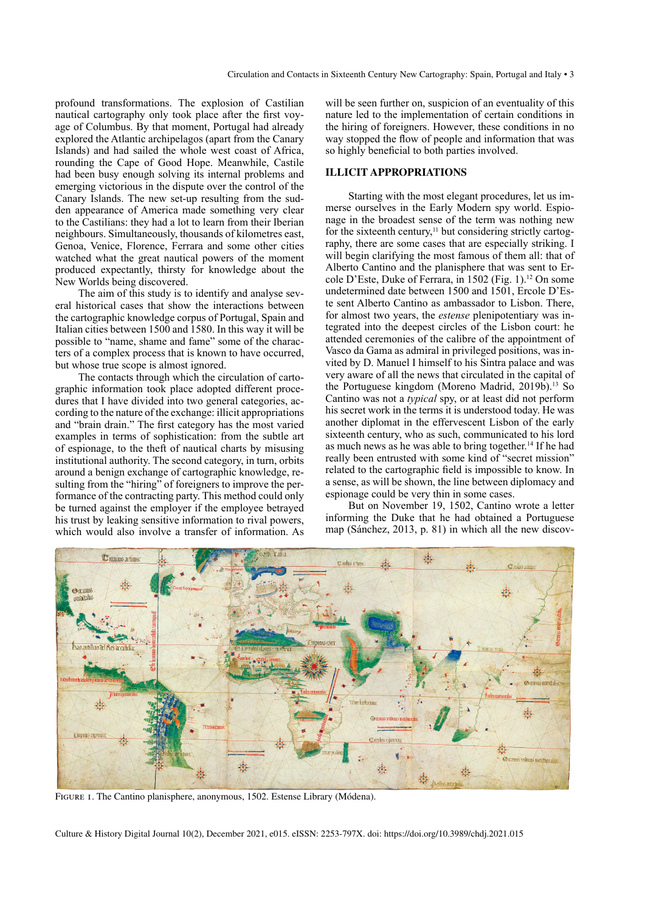profound transformations. The explosion of Castilian nautical cartography only took place after the first voyage of Columbus. By that moment, Portugal had already explored the Atlantic archipelagos (apart from the Canary Islands) and had sailed the whole west coast of Africa, rounding the Cape of Good Hope. Meanwhile, Castile had been busy enough solving its internal problems and emerging victorious in the dispute over the control of the Canary Islands. The new set-up resulting from the sudden appearance of America made something very clear to the Castilians: they had a lot to learn from their Iberian neighbours. Simultaneously, thousands of kilometres east, Genoa, Venice, Florence, Ferrara and some other cities watched what the great nautical powers of the moment produced expectantly, thirsty for knowledge about the New Worlds being discovered.

The aim of this study is to identify and analyse several historical cases that show the interactions between the cartographic knowledge corpus of Portugal, Spain and Italian cities between 1500 and 1580. In this way it will be possible to "name, shame and fame" some of the characters of a complex process that is known to have occurred, but whose true scope is almost ignored.

The contacts through which the circulation of cartographic information took place adopted different procedures that I have divided into two general categories, according to the nature of the exchange: illicit appropriations and "brain drain." The first category has the most varied examples in terms of sophistication: from the subtle art of espionage, to the theft of nautical charts by misusing institutional authority. The second category, in turn, orbits around a benign exchange of cartographic knowledge, resulting from the "hiring" of foreigners to improve the performance of the contracting party. This method could only be turned against the employer if the employee betrayed his trust by leaking sensitive information to rival powers, which would also involve a transfer of information. As will be seen further on, suspicion of an eventuality of this nature led to the implementation of certain conditions in the hiring of foreigners. However, these conditions in no way stopped the flow of people and information that was so highly beneficial to both parties involved.

## ILLICIT APPROPRIATIONS

Starting with the most elegant procedures, let us immerse ourselves in the Early Modern spy world. Espionage in the broadest sense of the term was nothing new for the sixteenth century,[11] but considering strictly cartography, there are some cases that are especially striking. I will begin clarifying the most famous of them all: that of Alberto Cantino and the planisphere that was sent to Ercole D'Este, Duke of Ferrara, in 1502 (Fig. 1).[12] On some undetermined date between 1500 and 1501, Ercole D'Este sent Alberto Cantino as ambassador to Lisbon. There, for almost two years, the *estense* plenipotentiary was integrated into the deepest circles of the Lisbon court: he attended ceremonies of the calibre of the appointment of Vasco da Gama as admiral in privileged positions, was invited by D. Manuel I himself to his Sintra palace and was very aware of all the news that circulated in the capital of the Portuguese kingdom (Moreno Madrid, 2019b).[13] So Cantino was not a *typical* spy, or at least did not perform his secret work in the terms it is understood today. He was another diplomat in the effervescent Lisbon of the early sixteenth century, who as such, communicated to his lord as much news as he was able to bring together.[14] If he had really been entrusted with some kind of "secret mission" related to the cartographic field is impossible to know. In a sense, as will be shown, the line between diplomacy and espionage could be very thin in some cases.

But on November 19, 1502, Cantino wrote a letter informing the Duke that he had obtained a Portuguese map (Sánchez, 2013, p. 81) in which all the new discov-

FIGURE 1. The Cantino planisphere, anonymous, 1502. Estense Library (Módena).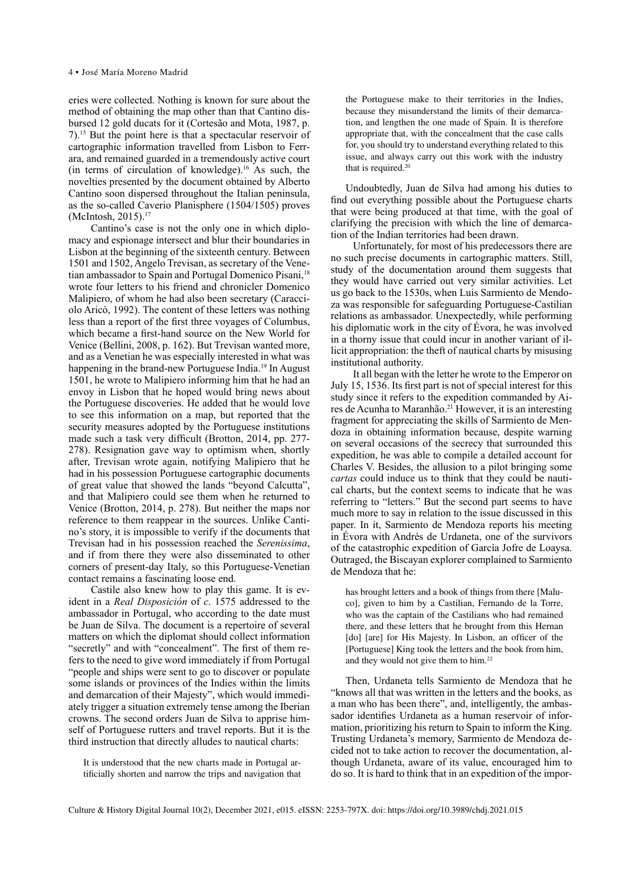eries were collected. Nothing is known for sure about the method of obtaining the map other than that Cantino disbursed 12 gold ducats for it (Cortesão and Mota, 1987, p. 7).[15] But the point here is that a spectacular reservoir of cartographic information travelled from Lisbon to Ferrara, and remained guarded in a tremendously active court (in terms of circulation of knowledge).[16] As such, the novelties presented by the document obtained by Alberto Cantino soon dispersed throughout the Italian peninsula, as the so-called Caverio Planisphere (1504/1505) proves (McIntosh, 2015).[17]

Cantino's case is not the only one in which diplomacy and espionage intersect and blur their boundaries in Lisbon at the beginning of the sixteenth century. Between 1501 and 1502, Angelo Trevisan, as secretary of the Venetian ambassador to Spain and Portugal Domenico Pisani,[18] wrote four letters to his friend and chronicler Domenico Malipiero, of whom he had also been secretary (Caracciolo Aricò, 1992). The content of these letters was nothing less than a report of the first three voyages of Columbus, which became a first-hand source on the New World for Venice (Bellini, 2008, p. 162). But Trevisan wanted more, and as a Venetian he was especially interested in what was happening in the brand-new Portuguese India.[19] In August 1501, he wrote to Malipiero informing him that he had an envoy in Lisbon that he hoped would bring news about the Portuguese discoveries. He added that he would love to see this information on a map, but reported that the security measures adopted by the Portuguese institutions made such a task very difficult (Brotton, 2014, pp. 277-278). Resignation gave way to optimism when, shortly after, Trevisan wrote again, notifying Malipiero that he had in his possession Portuguese cartographic documents of great value that showed the lands "beyond Calcutta", and that Malipiero could see them when he returned to Venice (Brotton, 2014, p. 278). But neither the maps nor reference to them reappear in the sources. Unlike Cantino's story, it is impossible to verify if the documents that Trevisan had in his possession reached the *Serenissima*, and if from there they were also disseminated to other corners of present-day Italy, so this Portuguese-Venetian contact remains a fascinating loose end.

Castile also knew how to play this game. It is evident in a *Real Disposición* of *c*. 1575 addressed to the ambassador in Portugal, who according to the date must be Juan de Silva. The document is a repertoire of several matters on which the diplomat should collect information "secretly" and with "concealment". The first of them refers to the need to give word immediately if from Portugal "people and ships were sent to go to discover or populate some islands or provinces of the Indies within the limits and demarcation of their Majesty", which would immediately trigger a situation extremely tense among the Iberian crowns. The second orders Juan de Silva to apprise himself of Portuguese rutters and travel reports. But it is the third instruction that directly alludes to nautical charts:

> It is understood that the new charts made in Portugal artificially shorten and narrow the trips and navigation that the Portuguese make to their territories in the Indies, because they misunderstand the limits of their demarcation, and lengthen the one made of Spain. It is therefore appropriate that, with the concealment that the case calls for, you should try to understand everything related to this issue, and always carry out this work with the industry that is required.[20]

Undoubtedly, Juan de Silva had among his duties to find out everything possible about the Portuguese charts that were being produced at that time, with the goal of clarifying the precision with which the line of demarcation of the Indian territories had been drawn.

Unfortunately, for most of his predecessors there are no such precise documents in cartographic matters. Still, study of the documentation around them suggests that they would have carried out very similar activities. Let us go back to the 1530s, when Luis Sarmiento de Mendoza was responsible for safeguarding Portuguese-Castilian relations as ambassador. Unexpectedly, while performing his diplomatic work in the city of Évora, he was involved in a thorny issue that could incur in another variant of illicit appropriation: the theft of nautical charts by misusing institutional authority.

It all began with the letter he wrote to the Emperor on July 15, 1536. Its first part is not of special interest for this study since it refers to the expedition commanded by Aires de Acunha to Maranhão.[21] However, it is an interesting fragment for appreciating the skills of Sarmiento de Mendoza in obtaining information because, despite warning on several occasions of the secrecy that surrounded this expedition, he was able to compile a detailed account for Charles V. Besides, the allusion to a pilot bringing some *cartas* could induce us to think that they could be nautical charts, but the context seems to indicate that he was referring to "letters." But the second part seems to have much more to say in relation to the issue discussed in this paper. In it, Sarmiento de Mendoza reports his meeting in Évora with Andrés de Urdaneta, one of the survivors of the catastrophic expedition of García Jofre de Loaysa. Outraged, the Biscayan explorer complained to Sarmiento de Mendoza that he:

> has brought letters and a book of things from there [Maluco], given to him by a Castilian, Fernando de la Torre, who was the captain of the Castilians who had remained there, and these letters that he brought from this Hernan [do] [are] for His Majesty. In Lisbon, an officer of the [Portuguese] King took the letters and the book from him, and they would not give them to him.[22]

Then, Urdaneta tells Sarmiento de Mendoza that he "knows all that was written in the letters and the books, as a man who has been there", and, intelligently, the ambassador identifies Urdaneta as a human reservoir of information, prioritizing his return to Spain to inform the King. Trusting Urdaneta's memory, Sarmiento de Mendoza decided not to take action to recover the documentation, although Urdaneta, aware of its value, encouraged him to do so. It is hard to think that in an expedition of the impor-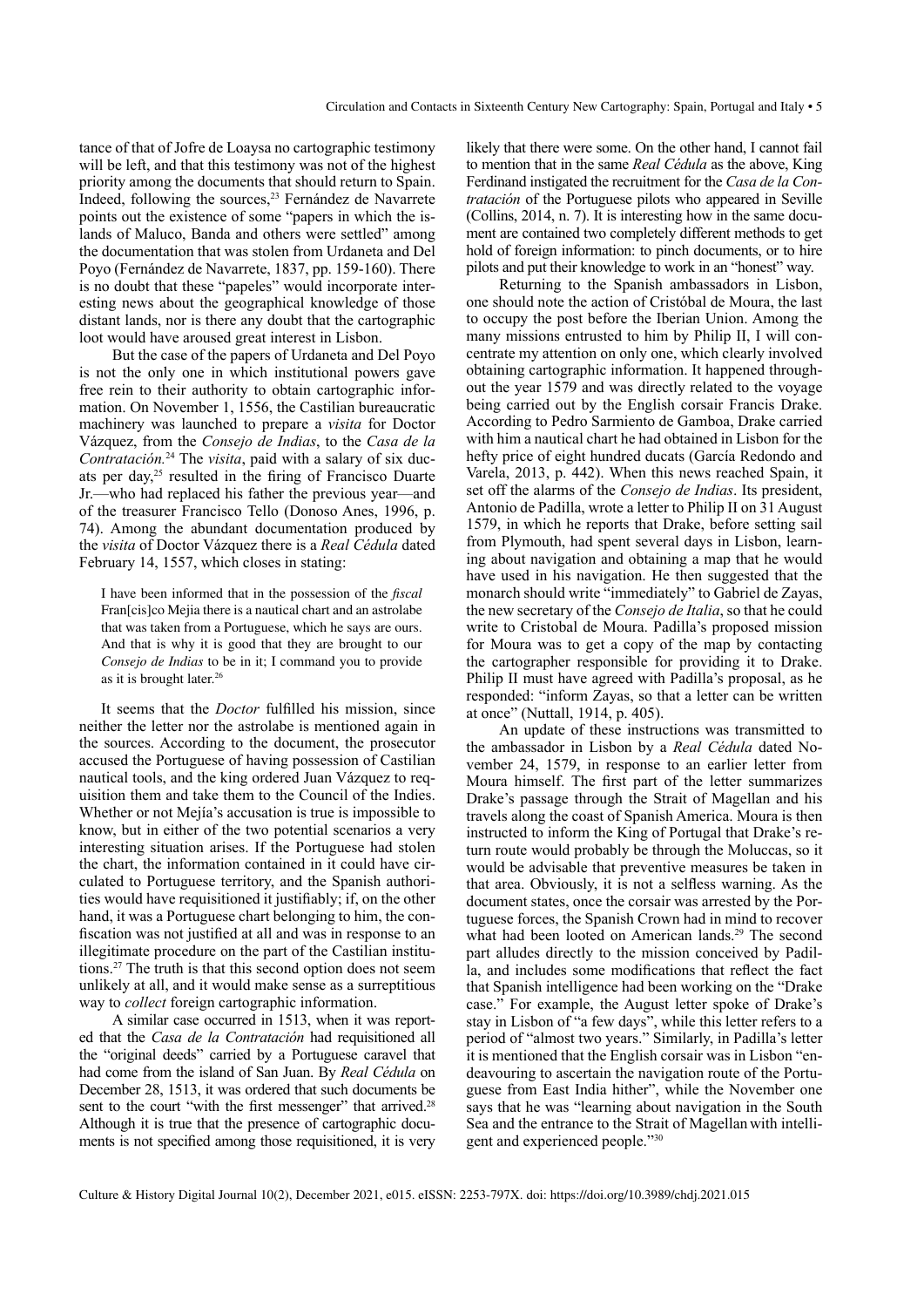tance of that of Jofre de Loaysa no cartographic testimony will be left, and that this testimony was not of the highest priority among the documents that should return to Spain. Indeed, following the sources,[23] Fernández de Navarrete points out the existence of some "papers in which the islands of Maluco, Banda and others were settled" among the documentation that was stolen from Urdaneta and Del Poyo (Fernández de Navarrete, 1837, pp. 159-160). There is no doubt that these "papeles" would incorporate interesting news about the geographical knowledge of those distant lands, nor is there any doubt that the cartographic loot would have aroused great interest in Lisbon.

But the case of the papers of Urdaneta and Del Poyo is not the only one in which institutional powers gave free rein to their authority to obtain cartographic information. On November 1, 1556, the Castilian bureaucratic machinery was launched to prepare a *visita* for Doctor Vázquez, from the *Consejo de Indias*, to the *Casa de la Contratación*.[24] The *visita*, paid with a salary of six ducats per day,[25] resulted in the firing of Francisco Duarte Jr.—who had replaced his father the previous year—and of the treasurer Francisco Tello (Donoso Anes, 1996, p. 74). Among the abundant documentation produced by the *visita* of Doctor Vázquez there is a *Real Cédula* dated February 14, 1557, which closes in stating:

> I have been informed that in the possession of the *fiscal* Fran[cis]co Mejia there is a nautical chart and an astrolabe that was taken from a Portuguese, which he says are ours. And that is why it is good that they are brought to our *Consejo de Indias* to be in it; I command you to provide as it is brought later.[26]

It seems that the *Doctor* fulfilled his mission, since neither the letter nor the astrolabe is mentioned again in the sources. According to the document, the prosecutor accused the Portuguese of having possession of Castilian nautical tools, and the king ordered Juan Vázquez to requisition them and take them to the Council of the Indies. Whether or not Mejía's accusation is true is impossible to know, but in either of the two potential scenarios a very interesting situation arises. If the Portuguese had stolen the chart, the information contained in it could have circulated to Portuguese territory, and the Spanish authorities would have requisitioned it justifiably; if, on the other hand, it was a Portuguese chart belonging to him, the confiscation was not justified at all and was in response to an illegitimate procedure on the part of the Castilian institutions.[27] The truth is that this second option does not seem unlikely at all, and it would make sense as a surreptitious way to *collect* foreign cartographic information.

A similar case occurred in 1513, when it was reported that the *Casa de la Contratación* had requisitioned all the "original deeds" carried by a Portuguese caravel that had come from the island of San Juan. By *Real Cédula* on December 28, 1513, it was ordered that such documents be sent to the court "with the first messenger" that arrived.[28] Although it is true that the presence of cartographic documents is not specified among those requisitioned, it is very likely that there were some. On the other hand, I cannot fail to mention that in the same *Real Cédula* as the above, King Ferdinand instigated the recruitment for the *Casa de la Contratación* of the Portuguese pilots who appeared in Seville (Collins, 2014, n. 7). It is interesting how in the same document are contained two completely different methods to get hold of foreign information: to pinch documents, or to hire pilots and put their knowledge to work in an "honest" way.

Returning to the Spanish ambassadors in Lisbon, one should note the action of Cristóbal de Moura, the last to occupy the post before the Iberian Union. Among the many missions entrusted to him by Philip II, I will concentrate my attention on only one, which clearly involved obtaining cartographic information. It happened throughout the year 1579 and was directly related to the voyage being carried out by the English corsair Francis Drake. According to Pedro Sarmiento de Gamboa, Drake carried with him a nautical chart he had obtained in Lisbon for the hefty price of eight hundred ducats (García Redondo and Varela, 2013, p. 442). When this news reached Spain, it set off the alarms of the *Consejo de Indias*. Its president, Antonio de Padilla, wrote a letter to Philip II on 31 August 1579, in which he reports that Drake, before setting sail from Plymouth, had spent several days in Lisbon, learning about navigation and obtaining a map that he would have used in his navigation. He then suggested that the monarch should write "immediately" to Gabriel de Zayas, the new secretary of the *Consejo de Italia*, so that he could write to Cristobal de Moura. Padilla's proposed mission for Moura was to get a copy of the map by contacting the cartographer responsible for providing it to Drake. Philip II must have agreed with Padilla's proposal, as he responded: "inform Zayas, so that a letter can be written at once" (Nuttall, 1914, p. 405).

An update of these instructions was transmitted to the ambassador in Lisbon by a *Real Cédula* dated November 24, 1579, in response to an earlier letter from Moura himself. The first part of the letter summarizes Drake's passage through the Strait of Magellan and his travels along the coast of Spanish America. Moura is then instructed to inform the King of Portugal that Drake's return route would probably be through the Moluccas, so it would be advisable that preventive measures be taken in that area. Obviously, it is not a selfless warning. As the document states, once the corsair was arrested by the Portuguese forces, the Spanish Crown had in mind to recover what had been looted on American lands.[29] The second part alludes directly to the mission conceived by Padilla, and includes some modifications that reflect the fact that Spanish intelligence had been working on the "Drake case." For example, the August letter spoke of Drake's stay in Lisbon of "a few days", while this letter refers to a period of "almost two years." Similarly, in Padilla's letter it is mentioned that the English corsair was in Lisbon "endeavouring to ascertain the navigation route of the Portuguese from East India hither", while the November one says that he was "learning about navigation in the South Sea and the entrance to the Strait of Magellan with intelligent and experienced people."[30]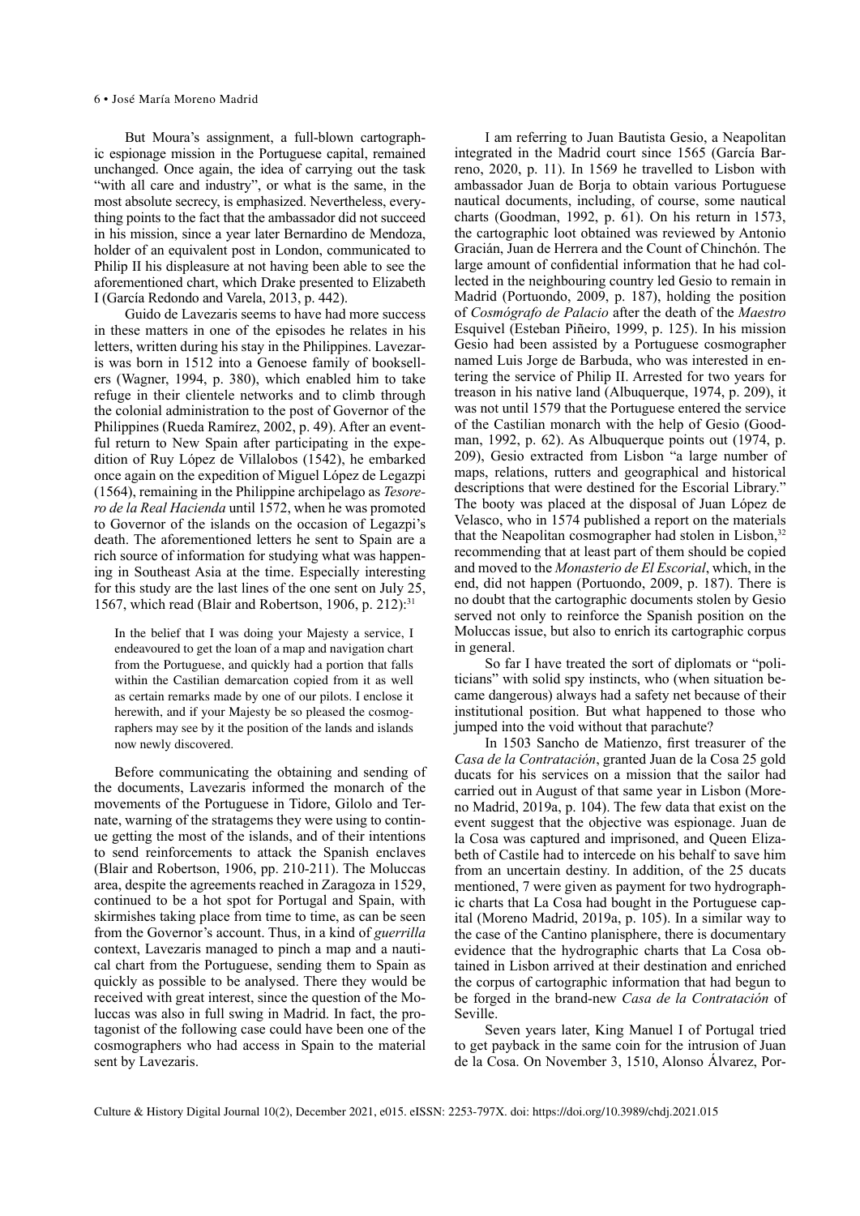But Moura's assignment, a full-blown cartographic espionage mission in the Portuguese capital, remained unchanged. Once again, the idea of carrying out the task "with all care and industry", or what is the same, in the most absolute secrecy, is emphasized. Nevertheless, everything points to the fact that the ambassador did not succeed in his mission, since a year later Bernardino de Mendoza, holder of an equivalent post in London, communicated to Philip II his displeasure at not having been able to see the aforementioned chart, which Drake presented to Elizabeth I (García Redondo and Varela, 2013, p. 442).

Guido de Lavezaris seems to have had more success in these matters in one of the episodes he relates in his letters, written during his stay in the Philippines. Lavezaris was born in 1512 into a Genoese family of booksellers (Wagner, 1994, p. 380), which enabled him to take refuge in their clientele networks and to climb through the colonial administration to the post of Governor of the Philippines (Rueda Ramírez, 2002, p. 49). After an eventful return to New Spain after participating in the expedition of Ruy López de Villalobos (1542), he embarked once again on the expedition of Miguel López de Legazpi (1564), remaining in the Philippine archipelago as *Tesorero de la Real Hacienda* until 1572, when he was promoted to Governor of the islands on the occasion of Legazpi's death. The aforementioned letters he sent to Spain are a rich source of information for studying what was happening in Southeast Asia at the time. Especially interesting for this study are the last lines of the one sent on July 25, 1567, which read (Blair and Robertson, 1906, p. 212):[31]

> In the belief that I was doing your Majesty a service, I endeavoured to get the loan of a map and navigation chart from the Portuguese, and quickly had a portion that falls within the Castilian demarcation copied from it as well as certain remarks made by one of our pilots. I enclose it herewith, and if your Majesty be so pleased the cosmographers may see by it the position of the lands and islands now newly discovered.

Before communicating the obtaining and sending of the documents, Lavezaris informed the monarch of the movements of the Portuguese in Tidore, Gilolo and Ternate, warning of the stratagems they were using to continue getting the most of the islands, and of their intentions to send reinforcements to attack the Spanish enclaves (Blair and Robertson, 1906, pp. 210-211). The Moluccas area, despite the agreements reached in Zaragoza in 1529, continued to be a hot spot for Portugal and Spain, with skirmishes taking place from time to time, as can be seen from the Governor's account. Thus, in a kind of *guerrilla* context, Lavezaris managed to pinch a map and a nautical chart from the Portuguese, sending them to Spain as quickly as possible to be analysed. There they would be received with great interest, since the question of the Moluccas was also in full swing in Madrid. In fact, the protagonist of the following case could have been one of the cosmographers who had access in Spain to the material sent by Lavezaris.

I am referring to Juan Bautista Gesio, a Neapolitan integrated in the Madrid court since 1565 (García Barreno, 2020, p. 11). In 1569 he travelled to Lisbon with ambassador Juan de Borja to obtain various Portuguese nautical documents, including, of course, some nautical charts (Goodman, 1992, p. 61). On his return in 1573, the cartographic loot obtained was reviewed by Antonio Gracián, Juan de Herrera and the Count of Chinchón. The large amount of confidential information that he had collected in the neighbouring country led Gesio to remain in Madrid (Portuondo, 2009, p. 187), holding the position of *Cosmógrafo de Palacio* after the death of the *Maestro* Esquivel (Esteban Piñeiro, 1999, p. 125). In his mission Gesio had been assisted by a Portuguese cosmographer named Luis Jorge de Barbuda, who was interested in entering the service of Philip II. Arrested for two years for treason in his native land (Albuquerque, 1974, p. 209), it was not until 1579 that the Portuguese entered the service of the Castilian monarch with the help of Gesio (Goodman, 1992, p. 62). As Albuquerque points out (1974, p. 209), Gesio extracted from Lisbon "a large number of maps, relations, rutters and geographical and historical descriptions that were destined for the Escorial Library." The booty was placed at the disposal of Juan López de Velasco, who in 1574 published a report on the materials that the Neapolitan cosmographer had stolen in Lisbon,[32] recommending that at least part of them should be copied and moved to the *Monasterio de El Escorial*, which, in the end, did not happen (Portuondo, 2009, p. 187). There is no doubt that the cartographic documents stolen by Gesio served not only to reinforce the Spanish position on the Moluccas issue, but also to enrich its cartographic corpus in general.

So far I have treated the sort of diplomats or "politicians" with solid spy instincts, who (when situation became dangerous) always had a safety net because of their institutional position. But what happened to those who jumped into the void without that parachute?

In 1503 Sancho de Matienzo, first treasurer of the *Casa de la Contratación*, granted Juan de la Cosa 25 gold ducats for his services on a mission that the sailor had carried out in August of that same year in Lisbon (Moreno Madrid, 2019a, p. 104). The few data that exist on the event suggest that the objective was espionage. Juan de la Cosa was captured and imprisoned, and Queen Elizabeth of Castile had to intercede on his behalf to save him from an uncertain destiny. In addition, of the 25 ducats mentioned, 7 were given as payment for two hydrographic charts that La Cosa had bought in the Portuguese capital (Moreno Madrid, 2019a, p. 105). In a similar way to the case of the Cantino planisphere, there is documentary evidence that the hydrographic charts that La Cosa obtained in Lisbon arrived at their destination and enriched the corpus of cartographic information that had begun to be forged in the brand-new *Casa de la Contratación* of Seville.

Seven years later, King Manuel I of Portugal tried to get payback in the same coin for the intrusion of Juan de la Cosa. On November 3, 1510, Alonso Álvarez, Por-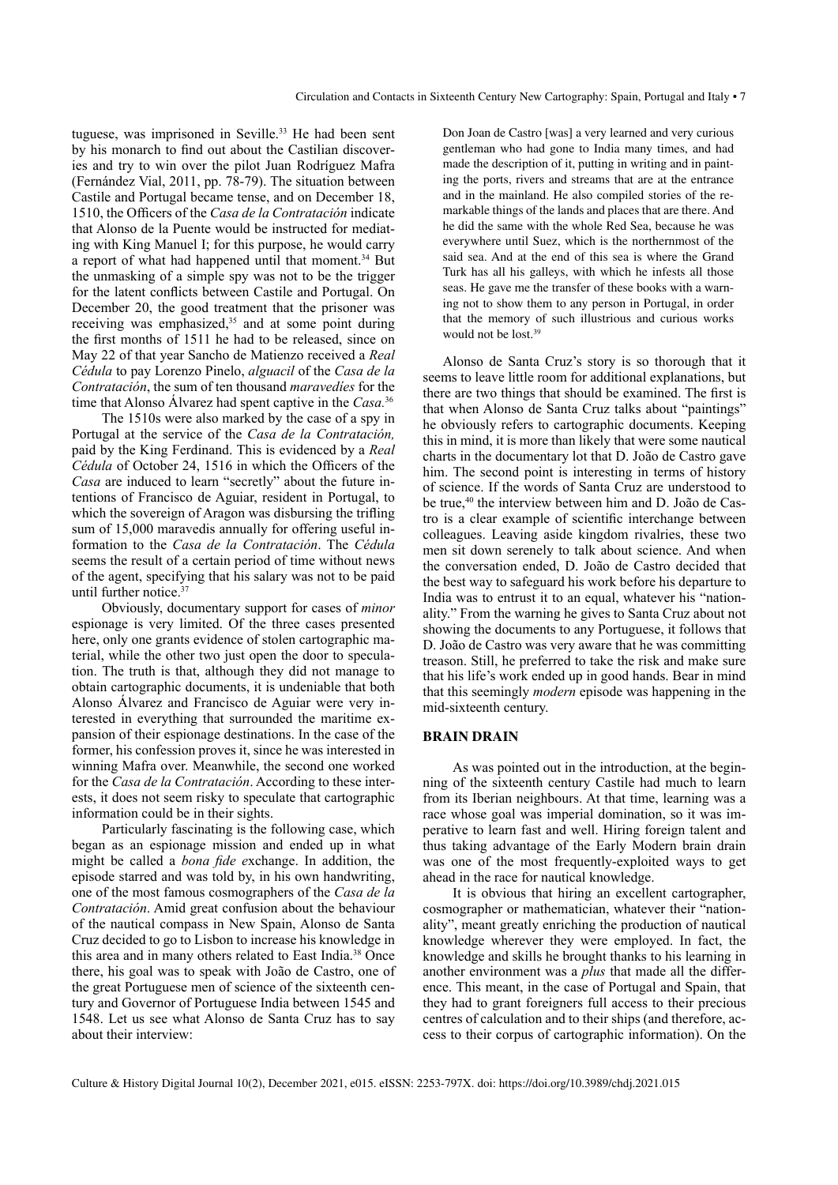tuguese, was imprisoned in Seville.[33] He had been sent by his monarch to find out about the Castilian discoveries and try to win over the pilot Juan Rodríguez Mafra (Fernández Vial, 2011, pp. 78-79). The situation between Castile and Portugal became tense, and on December 18, 1510, the Officers of the *Casa de la Contratación* indicate that Alonso de la Puente would be instructed for mediating with King Manuel I; for this purpose, he would carry a report of what had happened until that moment.[34] But the unmasking of a simple spy was not to be the trigger for the latent conflicts between Castile and Portugal. On December 20, the good treatment that the prisoner was receiving was emphasized,[35] and at some point during the first months of 1511 he had to be released, since on May 22 of that year Sancho de Matienzo received a *Real Cédula* to pay Lorenzo Pinelo, *alguacil* of the *Casa de la Contratación*, the sum of ten thousand *maravedíes* for the time that Alonso Álvarez had spent captive in the *Casa*.[36]

The 1510s were also marked by the case of a spy in Portugal at the service of the *Casa de la Contratación,* paid by the King Ferdinand. This is evidenced by a *Real Cédula* of October 24, 1516 in which the Officers of the *Casa* are induced to learn "secretly" about the future intentions of Francisco de Aguiar, resident in Portugal, to which the sovereign of Aragon was disbursing the trifling sum of 15,000 maravedis annually for offering useful information to the *Casa de la Contratación*. The *Cédula* seems the result of a certain period of time without news of the agent, specifying that his salary was not to be paid until further notice.[37]

Obviously, documentary support for cases of *minor* espionage is very limited. Of the three cases presented here, only one grants evidence of stolen cartographic material, while the other two just open the door to speculation. The truth is that, although they did not manage to obtain cartographic documents, it is undeniable that both Alonso Álvarez and Francisco de Aguiar were very interested in everything that surrounded the maritime expansion of their espionage destinations. In the case of the former, his confession proves it, since he was interested in winning Mafra over. Meanwhile, the second one worked for the *Casa de la Contratación*. According to these interests, it does not seem risky to speculate that cartographic information could be in their sights.

Particularly fascinating is the following case, which began as an espionage mission and ended up in what might be called a *bona fide e*xchange. In addition, the episode starred and was told by, in his own handwriting, one of the most famous cosmographers of the *Casa de la Contratación*. Amid great confusion about the behaviour of the nautical compass in New Spain, Alonso de Santa Cruz decided to go to Lisbon to increase his knowledge in this area and in many others related to East India.[38] Once there, his goal was to speak with João de Castro, one of the great Portuguese men of science of the sixteenth century and Governor of Portuguese India between 1545 and 1548. Let us see what Alonso de Santa Cruz has to say about their interview:

> Don Joan de Castro [was] a very learned and very curious gentleman who had gone to India many times, and had made the description of it, putting in writing and in painting the ports, rivers and streams that are at the entrance and in the mainland. He also compiled stories of the remarkable things of the lands and places that are there. And he did the same with the whole Red Sea, because he was everywhere until Suez, which is the northernmost of the said sea. And at the end of this sea is where the Grand Turk has all his galleys, with which he infests all those seas. He gave me the transfer of these books with a warning not to show them to any person in Portugal, in order that the memory of such illustrious and curious works would not be lost.[39]

Alonso de Santa Cruz's story is so thorough that it seems to leave little room for additional explanations, but there are two things that should be examined. The first is that when Alonso de Santa Cruz talks about "paintings" he obviously refers to cartographic documents. Keeping this in mind, it is more than likely that were some nautical charts in the documentary lot that D. João de Castro gave him. The second point is interesting in terms of history of science. If the words of Santa Cruz are understood to be true,[40] the interview between him and D. João de Castro is a clear example of scientific interchange between colleagues. Leaving aside kingdom rivalries, these two men sit down serenely to talk about science. And when the conversation ended, D. João de Castro decided that the best way to safeguard his work before his departure to India was to entrust it to an equal, whatever his "nationality." From the warning he gives to Santa Cruz about not showing the documents to any Portuguese, it follows that D. João de Castro was very aware that he was committing treason. Still, he preferred to take the risk and make sure that his life's work ended up in good hands. Bear in mind that this seemingly *modern* episode was happening in the mid-sixteenth century.

## BRAIN DRAIN

As was pointed out in the introduction, at the beginning of the sixteenth century Castile had much to learn from its Iberian neighbours. At that time, learning was a race whose goal was imperial domination, so it was imperative to learn fast and well. Hiring foreign talent and thus taking advantage of the Early Modern brain drain was one of the most frequently-exploited ways to get ahead in the race for nautical knowledge.

It is obvious that hiring an excellent cartographer, cosmographer or mathematician, whatever their "nationality", meant greatly enriching the production of nautical knowledge wherever they were employed. In fact, the knowledge and skills he brought thanks to his learning in another environment was a *plus* that made all the difference. This meant, in the case of Portugal and Spain, that they had to grant foreigners full access to their precious centres of calculation and to their ships (and therefore, access to their corpus of cartographic information). On the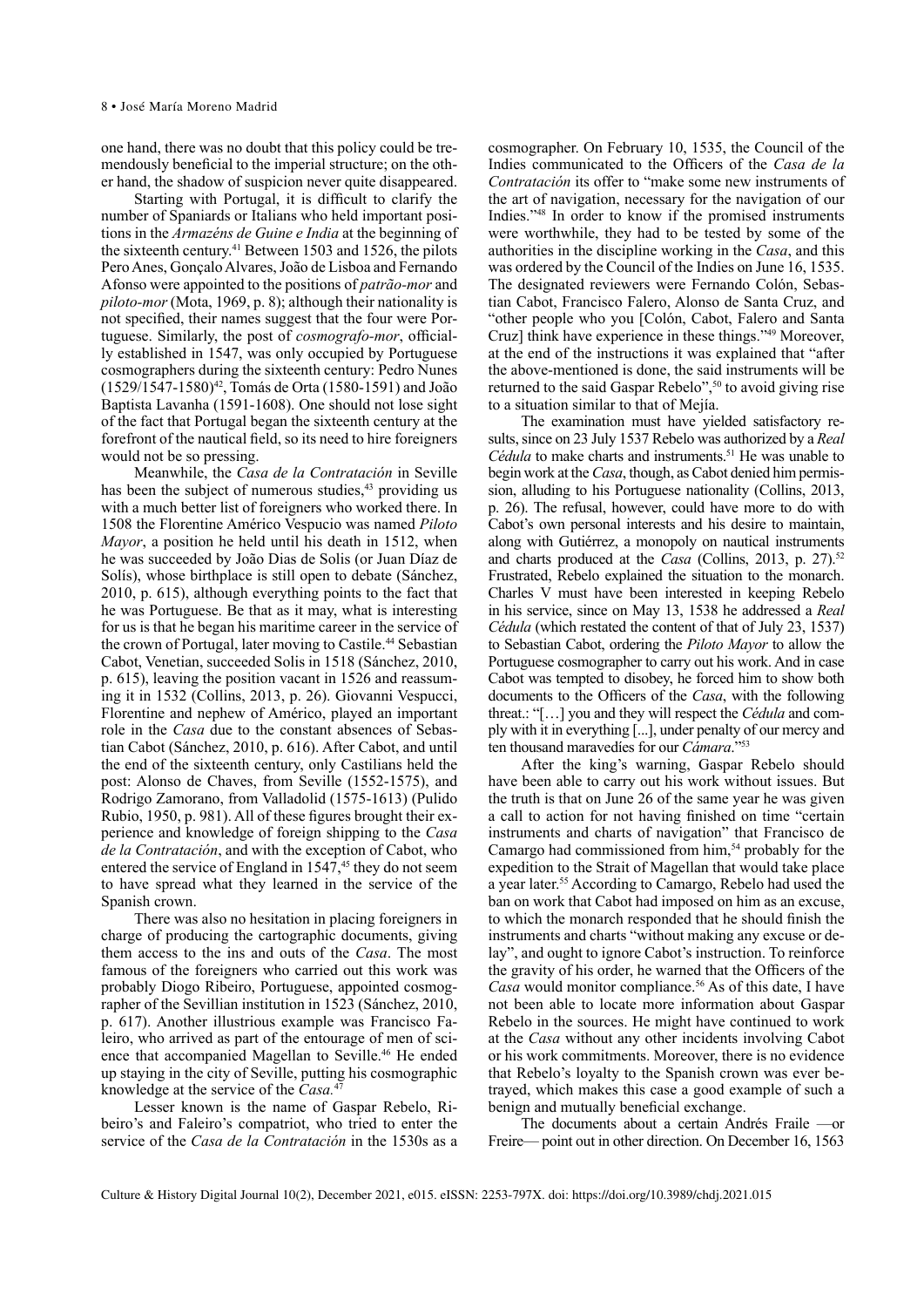one hand, there was no doubt that this policy could be tremendously beneficial to the imperial structure; on the other hand, the shadow of suspicion never quite disappeared.

Starting with Portugal, it is difficult to clarify the number of Spaniards or Italians who held important positions in the *Armazéns de Guine e India* at the beginning of the sixteenth century.[41] Between 1503 and 1526, the pilots Pero Anes, Gonçalo Alvares, João de Lisboa and Fernando Afonso were appointed to the positions of *patrão-mor* and *piloto-mor* (Mota, 1969, p. 8); although their nationality is not specified, their names suggest that the four were Portuguese. Similarly, the post of *cosmografo-mor*, officially established in 1547, was only occupied by Portuguese cosmographers during the sixteenth century: Pedro Nunes (1529/1547-1580)[42], Tomás de Orta (1580-1591) and João Baptista Lavanha (1591-1608). One should not lose sight of the fact that Portugal began the sixteenth century at the forefront of the nautical field, so its need to hire foreigners would not be so pressing.

Meanwhile, the *Casa de la Contratación* in Seville has been the subject of numerous studies,[43] providing us with a much better list of foreigners who worked there. In 1508 the Florentine Américo Vespucio was named *Piloto Mayor*, a position he held until his death in 1512, when he was succeeded by João Dias de Solis (or Juan Díaz de Solís), whose birthplace is still open to debate (Sánchez, 2010, p. 615), although everything points to the fact that he was Portuguese. Be that as it may, what is interesting for us is that he began his maritime career in the service of the crown of Portugal, later moving to Castile.[44] Sebastian Cabot, Venetian, succeeded Solis in 1518 (Sánchez, 2010, p. 615), leaving the position vacant in 1526 and reassuming it in 1532 (Collins, 2013, p. 26). Giovanni Vespucci, Florentine and nephew of Américo, played an important role in the *Casa* due to the constant absences of Sebastian Cabot (Sánchez, 2010, p. 616). After Cabot, and until the end of the sixteenth century, only Castilians held the post: Alonso de Chaves, from Seville (1552-1575), and Rodrigo Zamorano, from Valladolid (1575-1613) (Pulido Rubio, 1950, p. 981). All of these figures brought their experience and knowledge of foreign shipping to the *Casa de la Contratación*, and with the exception of Cabot, who entered the service of England in 1547,[45] they do not seem to have spread what they learned in the service of the Spanish crown.

There was also no hesitation in placing foreigners in charge of producing the cartographic documents, giving them access to the ins and outs of the *Casa*. The most famous of the foreigners who carried out this work was probably Diogo Ribeiro, Portuguese, appointed cosmographer of the Sevillian institution in 1523 (Sánchez, 2010, p. 617). Another illustrious example was Francisco Faleiro, who arrived as part of the entourage of men of science that accompanied Magellan to Seville.[46] He ended up staying in the city of Seville, putting his cosmographic knowledge at the service of the *Casa*.[47]

Lesser known is the name of Gaspar Rebelo, Ribeiro's and Faleiro's compatriot, who tried to enter the service of the *Casa de la Contratación* in the 1530s as a cosmographer. On February 10, 1535, the Council of the Indies communicated to the Officers of the *Casa de la Contratación* its offer to "make some new instruments of the art of navigation, necessary for the navigation of our Indies."[48] In order to know if the promised instruments were worthwhile, they had to be tested by some of the authorities in the discipline working in the *Casa*, and this was ordered by the Council of the Indies on June 16, 1535. The designated reviewers were Fernando Colón, Sebastian Cabot, Francisco Falero, Alonso de Santa Cruz, and "other people who you [Colón, Cabot, Falero and Santa Cruz] think have experience in these things."[49] Moreover, at the end of the instructions it was explained that "after the above-mentioned is done, the said instruments will be returned to the said Gaspar Rebelo",[50] to avoid giving rise to a situation similar to that of Mejía.

The examination must have yielded satisfactory results, since on 23 July 1537 Rebelo was authorized by a *Real Cédula* to make charts and instruments.[51] He was unable to begin work at the *Casa*, though, as Cabot denied him permission, alluding to his Portuguese nationality (Collins, 2013, p. 26). The refusal, however, could have more to do with Cabot's own personal interests and his desire to maintain, along with Gutiérrez, a monopoly on nautical instruments and charts produced at the *Casa* (Collins, 2013, p. 27).[52] Frustrated, Rebelo explained the situation to the monarch. Charles V must have been interested in keeping Rebelo in his service, since on May 13, 1538 he addressed a *Real Cédula* (which restated the content of that of July 23, 1537) to Sebastian Cabot, ordering the *Piloto Mayor* to allow the Portuguese cosmographer to carry out his work. And in case Cabot was tempted to disobey, he forced him to show both documents to the Officers of the *Casa*, with the following threat.: "[…] you and they will respect the *Cédula* and comply with it in everything [...], under penalty of our mercy and ten thousand maravedíes for our *Cámara*."[53]

After the king's warning, Gaspar Rebelo should have been able to carry out his work without issues. But the truth is that on June 26 of the same year he was given a call to action for not having finished on time "certain instruments and charts of navigation" that Francisco de Camargo had commissioned from him,[54] probably for the expedition to the Strait of Magellan that would take place a year later.[55] According to Camargo, Rebelo had used the ban on work that Cabot had imposed on him as an excuse, to which the monarch responded that he should finish the instruments and charts "without making any excuse or delay", and ought to ignore Cabot's instruction. To reinforce the gravity of his order, he warned that the Officers of the *Casa* would monitor compliance.[56] As of this date, I have not been able to locate more information about Gaspar Rebelo in the sources. He might have continued to work at the *Casa* without any other incidents involving Cabot or his work commitments. Moreover, there is no evidence that Rebelo's loyalty to the Spanish crown was ever betrayed, which makes this case a good example of such a benign and mutually beneficial exchange.

The documents about a certain Andrés Fraile —or Freire— point out in other direction. On December 16, 1563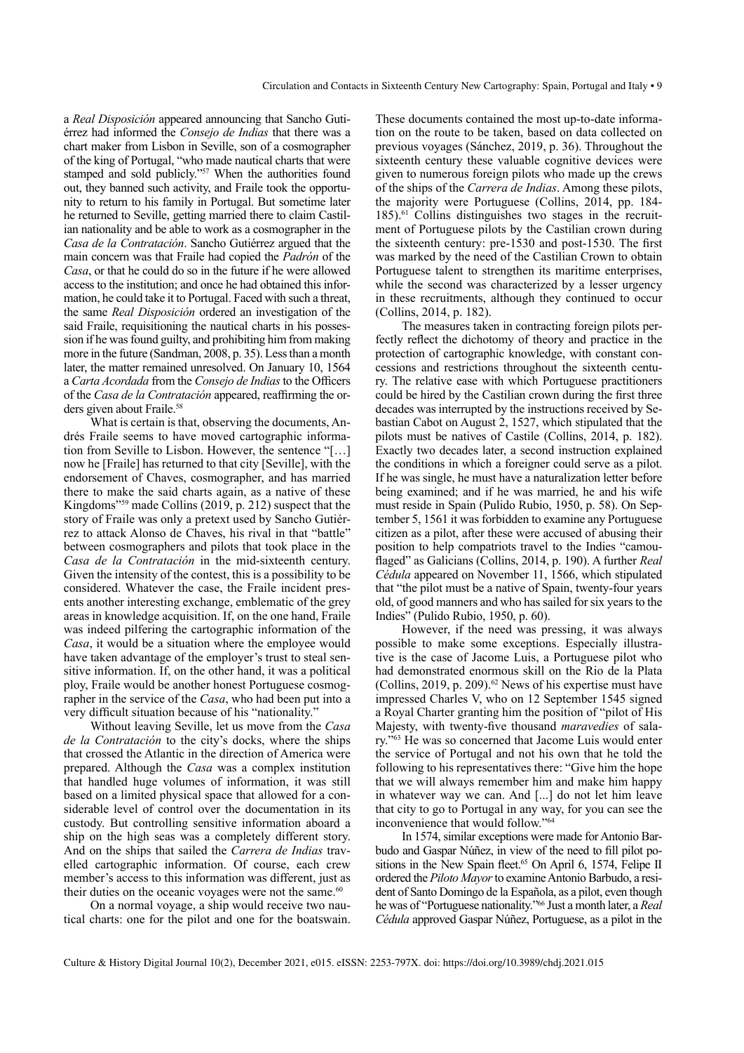a *Real Disposición* appeared announcing that Sancho Gutiérrez had informed the *Consejo de Indias* that there was a chart maker from Lisbon in Seville, son of a cosmographer of the king of Portugal, "who made nautical charts that were stamped and sold publicly."[57] When the authorities found out, they banned such activity, and Fraile took the opportunity to return to his family in Portugal. But sometime later he returned to Seville, getting married there to claim Castilian nationality and be able to work as a cosmographer in the *Casa de la Contratación*. Sancho Gutiérrez argued that the main concern was that Fraile had copied the *Padrón* of the *Casa*, or that he could do so in the future if he were allowed access to the institution; and once he had obtained this information, he could take it to Portugal. Faced with such a threat, the same *Real Disposición* ordered an investigation of the said Fraile, requisitioning the nautical charts in his possession if he was found guilty, and prohibiting him from making more in the future (Sandman, 2008, p. 35). Less than a month later, the matter remained unresolved. On January 10, 1564 a *Carta Acordada* from the *Consejo de Indias* to the Officers of the *Casa de la Contratación* appeared, reaffirming the orders given about Fraile.[58]

What is certain is that, observing the documents, Andrés Fraile seems to have moved cartographic information from Seville to Lisbon. However, the sentence "[…] now he [Fraile] has returned to that city [Seville], with the endorsement of Chaves, cosmographer, and has married there to make the said charts again, as a native of these Kingdoms"[59] made Collins (2019, p. 212) suspect that the story of Fraile was only a pretext used by Sancho Gutiérrez to attack Alonso de Chaves, his rival in that "battle" between cosmographers and pilots that took place in the *Casa de la Contratación* in the mid-sixteenth century. Given the intensity of the contest, this is a possibility to be considered. Whatever the case, the Fraile incident presents another interesting exchange, emblematic of the grey areas in knowledge acquisition. If, on the one hand, Fraile was indeed pilfering the cartographic information of the *Casa*, it would be a situation where the employee would have taken advantage of the employer's trust to steal sensitive information. If, on the other hand, it was a political ploy, Fraile would be another honest Portuguese cosmographer in the service of the *Casa*, who had been put into a very difficult situation because of his "nationality."

Without leaving Seville, let us move from the *Casa de la Contratación* to the city's docks, where the ships that crossed the Atlantic in the direction of America were prepared. Although the *Casa* was a complex institution that handled huge volumes of information, it was still based on a limited physical space that allowed for a considerable level of control over the documentation in its custody. But controlling sensitive information aboard a ship on the high seas was a completely different story. And on the ships that sailed the *Carrera de Indias* travelled cartographic information. Of course, each crew member's access to this information was different, just as their duties on the oceanic voyages were not the same.[60]

On a normal voyage, a ship would receive two nautical charts: one for the pilot and one for the boatswain. These documents contained the most up-to-date information on the route to be taken, based on data collected on previous voyages (Sánchez, 2019, p. 36). Throughout the sixteenth century these valuable cognitive devices were given to numerous foreign pilots who made up the crews of the ships of the *Carrera de Indias*. Among these pilots, the majority were Portuguese (Collins, 2014, pp. 184-185).[61] Collins distinguishes two stages in the recruitment of Portuguese pilots by the Castilian crown during the sixteenth century: pre-1530 and post-1530. The first was marked by the need of the Castilian Crown to obtain Portuguese talent to strengthen its maritime enterprises, while the second was characterized by a lesser urgency in these recruitments, although they continued to occur (Collins, 2014, p. 182).

The measures taken in contracting foreign pilots perfectly reflect the dichotomy of theory and practice in the protection of cartographic knowledge, with constant concessions and restrictions throughout the sixteenth century. The relative ease with which Portuguese practitioners could be hired by the Castilian crown during the first three decades was interrupted by the instructions received by Sebastian Cabot on August 2, 1527, which stipulated that the pilots must be natives of Castile (Collins, 2014, p. 182). Exactly two decades later, a second instruction explained the conditions in which a foreigner could serve as a pilot. If he was single, he must have a naturalization letter before being examined; and if he was married, he and his wife must reside in Spain (Pulido Rubio, 1950, p. 58). On September 5, 1561 it was forbidden to examine any Portuguese citizen as a pilot, after these were accused of abusing their position to help compatriots travel to the Indies "camouflaged" as Galicians (Collins, 2014, p. 190). A further *Real Cédula* appeared on November 11, 1566, which stipulated that "the pilot must be a native of Spain, twenty-four years old, of good manners and who has sailed for six years to the Indies" (Pulido Rubio, 1950, p. 60).

However, if the need was pressing, it was always possible to make some exceptions. Especially illustrative is the case of Jacome Luis, a Portuguese pilot who had demonstrated enormous skill on the Rio de la Plata (Collins, 2019, p. 209).[62] News of his expertise must have impressed Charles V, who on 12 September 1545 signed a Royal Charter granting him the position of "pilot of His Majesty, with twenty-five thousand *maravedies* of salary."[63] He was so concerned that Jacome Luis would enter the service of Portugal and not his own that he told the following to his representatives there: "Give him the hope that we will always remember him and make him happy in whatever way we can. And [...] do not let him leave that city to go to Portugal in any way, for you can see the inconvenience that would follow."[64]

In 1574, similar exceptions were made for Antonio Barbudo and Gaspar Núñez, in view of the need to fill pilot positions in the New Spain fleet.[65] On April 6, 1574, Felipe II ordered the *Piloto Mayor* to examine Antonio Barbudo, a resident of Santo Domingo de la Española, as a pilot, even though he was of "Portuguese nationality."[66] Just a month later, a *Real Cédula* approved Gaspar Núñez, Portuguese, as a pilot in the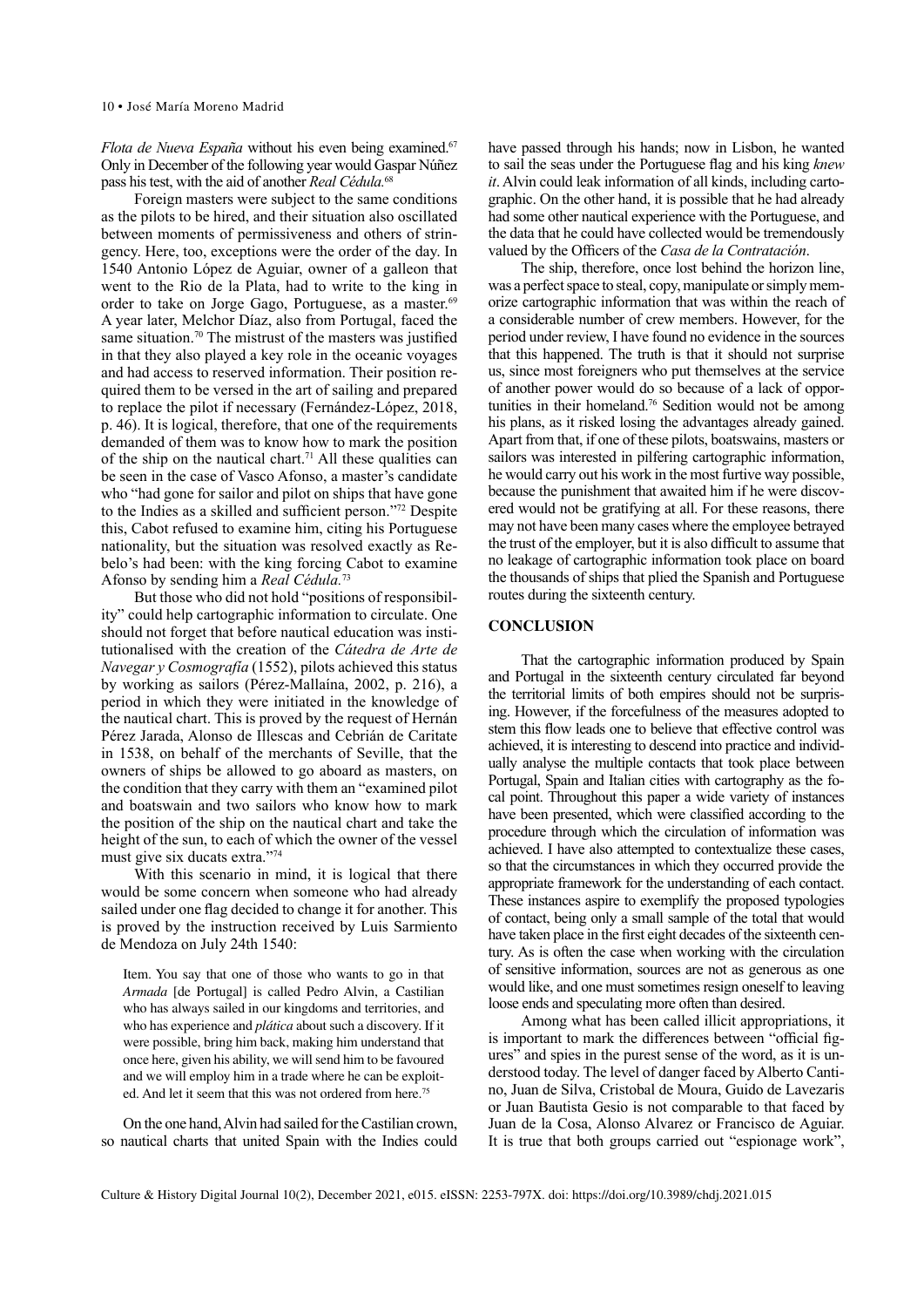*Flota de Nueva España* without his even being examined.[67] Only in December of the following year would Gaspar Núñez pass his test, with the aid of another *Real Cédula.*[68]

Foreign masters were subject to the same conditions as the pilots to be hired, and their situation also oscillated between moments of permissiveness and others of stringency. Here, too, exceptions were the order of the day. In 1540 Antonio López de Aguiar, owner of a galleon that went to the Rio de la Plata, had to write to the king in order to take on Jorge Gago, Portuguese, as a master.[69] A year later, Melchor Díaz, also from Portugal, faced the same situation.[70] The mistrust of the masters was justified in that they also played a key role in the oceanic voyages and had access to reserved information. Their position required them to be versed in the art of sailing and prepared to replace the pilot if necessary (Fernández-López, 2018, p. 46). It is logical, therefore, that one of the requirements demanded of them was to know how to mark the position of the ship on the nautical chart.[71] All these qualities can be seen in the case of Vasco Afonso, a master's candidate who "had gone for sailor and pilot on ships that have gone to the Indies as a skilled and sufficient person."[72] Despite this, Cabot refused to examine him, citing his Portuguese nationality, but the situation was resolved exactly as Rebelo's had been: with the king forcing Cabot to examine Afonso by sending him a *Real Cédula.*[73]

But those who did not hold "positions of responsibility" could help cartographic information to circulate. One should not forget that before nautical education was institutionalised with the creation of the *Cátedra de Arte de Navegar y Cosmografía* (1552), pilots achieved this status by working as sailors (Pérez-Mallaína, 2002, p. 216), a period in which they were initiated in the knowledge of the nautical chart. This is proved by the request of Hernán Pérez Jarada, Alonso de Illescas and Cebrián de Caritate in 1538, on behalf of the merchants of Seville, that the owners of ships be allowed to go aboard as masters, on the condition that they carry with them an "examined pilot and boatswain and two sailors who know how to mark the position of the ship on the nautical chart and take the height of the sun, to each of which the owner of the vessel must give six ducats extra."[74]

With this scenario in mind, it is logical that there would be some concern when someone who had already sailed under one flag decided to change it for another. This is proved by the instruction received by Luis Sarmiento de Mendoza on July 24th 1540:

> Item. You say that one of those who wants to go in that *Armada* [de Portugal] is called Pedro Alvin, a Castilian who has always sailed in our kingdoms and territories, and who has experience and *plática* about such a discovery. If it were possible, bring him back, making him understand that once here, given his ability, we will send him to be favoured and we will employ him in a trade where he can be exploited. And let it seem that this was not ordered from here.[75]

On the one hand, Alvin had sailed for the Castilian crown, so nautical charts that united Spain with the Indies could have passed through his hands; now in Lisbon, he wanted to sail the seas under the Portuguese flag and his king *knew it*. Alvin could leak information of all kinds, including cartographic. On the other hand, it is possible that he had already had some other nautical experience with the Portuguese, and the data that he could have collected would be tremendously valued by the Officers of the *Casa de la Contratación*.

The ship, therefore, once lost behind the horizon line, was a perfect space to steal, copy, manipulate or simply memorize cartographic information that was within the reach of a considerable number of crew members. However, for the period under review, I have found no evidence in the sources that this happened. The truth is that it should not surprise us, since most foreigners who put themselves at the service of another power would do so because of a lack of opportunities in their homeland.[76] Sedition would not be among his plans, as it risked losing the advantages already gained. Apart from that, if one of these pilots, boatswains, masters or sailors was interested in pilfering cartographic information, he would carry out his work in the most furtive way possible, because the punishment that awaited him if he were discovered would not be gratifying at all. For these reasons, there may not have been many cases where the employee betrayed the trust of the employer, but it is also difficult to assume that no leakage of cartographic information took place on board the thousands of ships that plied the Spanish and Portuguese routes during the sixteenth century.

## CONCLUSION

That the cartographic information produced by Spain and Portugal in the sixteenth century circulated far beyond the territorial limits of both empires should not be surprising. However, if the forcefulness of the measures adopted to stem this flow leads one to believe that effective control was achieved, it is interesting to descend into practice and individually analyse the multiple contacts that took place between Portugal, Spain and Italian cities with cartography as the focal point. Throughout this paper a wide variety of instances have been presented, which were classified according to the procedure through which the circulation of information was achieved. I have also attempted to contextualize these cases, so that the circumstances in which they occurred provide the appropriate framework for the understanding of each contact. These instances aspire to exemplify the proposed typologies of contact, being only a small sample of the total that would have taken place in the first eight decades of the sixteenth century. As is often the case when working with the circulation of sensitive information, sources are not as generous as one would like, and one must sometimes resign oneself to leaving loose ends and speculating more often than desired.

Among what has been called illicit appropriations, it is important to mark the differences between "official figures" and spies in the purest sense of the word, as it is understood today. The level of danger faced by Alberto Cantino, Juan de Silva, Cristobal de Moura, Guido de Lavezaris or Juan Bautista Gesio is not comparable to that faced by Juan de la Cosa, Alonso Alvarez or Francisco de Aguiar. It is true that both groups carried out "espionage work",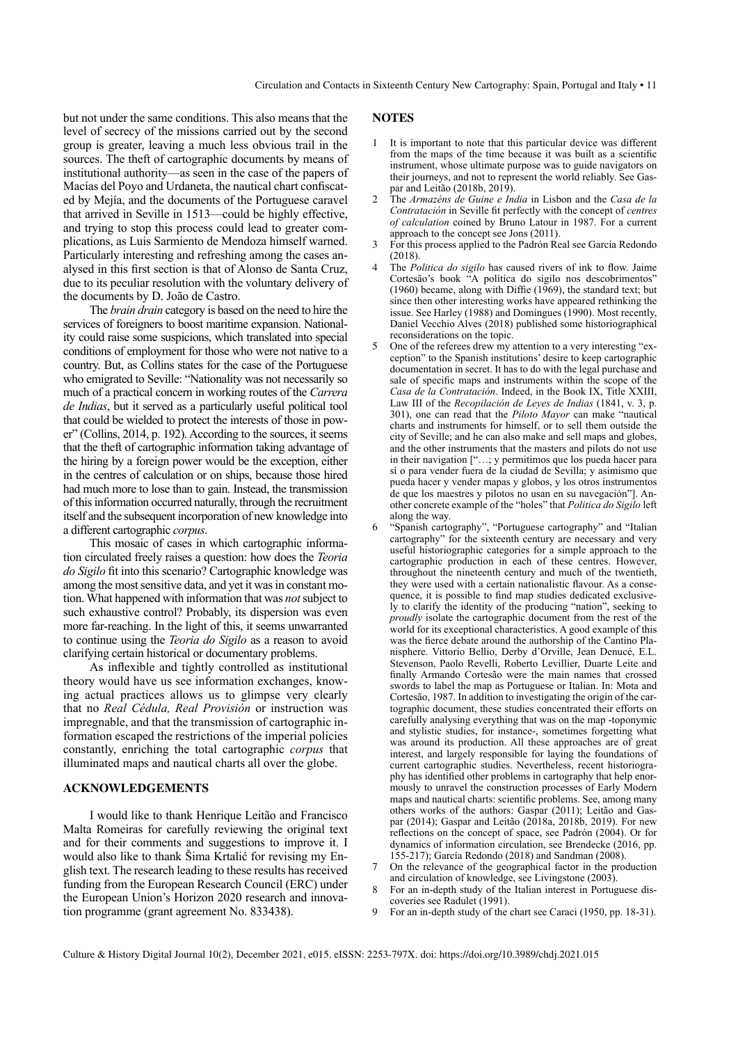but not under the same conditions. This also means that the level of secrecy of the missions carried out by the second group is greater, leaving a much less obvious trail in the sources. The theft of cartographic documents by means of institutional authority—as seen in the case of the papers of Macías del Poyo and Urdaneta, the nautical chart confiscated by Mejía, and the documents of the Portuguese caravel that arrived in Seville in 1513—could be highly effective, and trying to stop this process could lead to greater complications, as Luis Sarmiento de Mendoza himself warned. Particularly interesting and refreshing among the cases analysed in this first section is that of Alonso de Santa Cruz, due to its peculiar resolution with the voluntary delivery of the documents by D. João de Castro.

The *brain drain* category is based on the need to hire the services of foreigners to boost maritime expansion. Nationality could raise some suspicions, which translated into special conditions of employment for those who were not native to a country. But, as Collins states for the case of the Portuguese who emigrated to Seville: "Nationality was not necessarily so much of a practical concern in working routes of the *Carrera de Indias*, but it served as a particularly useful political tool that could be wielded to protect the interests of those in power" (Collins, 2014, p. 192). According to the sources, it seems that the theft of cartographic information taking advantage of the hiring by a foreign power would be the exception, either in the centres of calculation or on ships, because those hired had much more to lose than to gain. Instead, the transmission of this information occurred naturally, through the recruitment itself and the subsequent incorporation of new knowledge into a different cartographic *corpus*.

This mosaic of cases in which cartographic information circulated freely raises a question: how does the *Teoria do Sigilo* fit into this scenario? Cartographic knowledge was among the most sensitive data, and yet it was in constant motion. What happened with information that was *not* subject to such exhaustive control? Probably, its dispersion was even more far-reaching. In the light of this, it seems unwarranted to continue using the *Teoria do Sigilo* as a reason to avoid clarifying certain historical or documentary problems.

As inflexible and tightly controlled as institutional theory would have us see information exchanges, knowing actual practices allows us to glimpse very clearly that no *Real Cédula, Real Provisión* or instruction was impregnable, and that the transmission of cartographic information escaped the restrictions of the imperial policies constantly, enriching the total cartographic *corpus* that illuminated maps and nautical charts all over the globe.

## ACKNOWLEDGEMENTS

I would like to thank Henrique Leitão and Francisco Malta Romeiras for carefully reviewing the original text and for their comments and suggestions to improve it. I would also like to thank Šima Krtalić for revising my English text. The research leading to these results has received funding from the European Research Council (ERC) under the European Union's Horizon 2020 research and innovation programme (grant agreement No. 833438).

## NOTES

1. It is important to note that this particular device was different from the maps of the time because it was built as a scientific instrument, whose ultimate purpose was to guide navigators on their journeys, and not to represent the world reliably. See Gaspar and Leitão (2018b, 2019).
2. The *Armazéns de Guine e India* in Lisbon and the *Casa de la Contratación* in Seville fit perfectly with the concept of *centres of calculation* coined by Bruno Latour in 1987. For a current approach to the concept see Jons (2011).
3. For this process applied to the Padrón Real see García Redondo (2018).
4. The *Politica do sigilo* has caused rivers of ink to flow. Jaime Cortesão's book "A política do sigilo nos descobrimentos" (1960) became, along with Diffie (1969), the standard text; but since then other interesting works have appeared rethinking the issue. See Harley (1988) and Domingues (1990). Most recently, Daniel Vecchio Alves (2018) published some historiographical reconsiderations on the topic.
5. One of the referees drew my attention to a very interesting "exception" to the Spanish institutions' desire to keep cartographic documentation in secret. It has to do with the legal purchase and sale of specific maps and instruments within the scope of the *Casa de la Contratación*. Indeed, in the Book IX, Title XXIII, Law III of the *Recopilación de Leyes de Indias* (1841, v. 3, p. 301), one can read that the *Piloto Mayor* can make "nautical charts and instruments for himself, or to sell them outside the city of Seville; and he can also make and sell maps and globes, and the other instruments that the masters and pilots do not use in their navigation ["…; y permitimos que los pueda hacer para sí o para vender fuera de la ciudad de Sevilla; y asimismo que pueda hacer y vender mapas y globos, y los otros instrumentos de que los maestres y pilotos no usan en su navegación"]. Another concrete example of the "holes" that *Politica do Sigilo* left along the way.
6. "Spanish cartography", "Portuguese cartography" and "Italian cartography" for the sixteenth century are necessary and very useful historiographic categories for a simple approach to the cartographic production in each of these centres. However, throughout the nineteenth century and much of the twentieth, they were used with a certain nationalistic flavour. As a consequence, it is possible to find map studies dedicated exclusively to clarify the identity of the producing "nation", seeking to *proudly* isolate the cartographic document from the rest of the world for its exceptional characteristics. A good example of this was the fierce debate around the authorship of the Cantino Planisphere. Vittorio Bellio, Derby d'Orville, Jean Denucé, E.L. Stevenson, Paolo Revelli, Roberto Levillier, Duarte Leite and finally Armando Cortesão were the main names that crossed swords to label the map as Portuguese or Italian. In: Mota and Cortesão, 1987. In addition to investigating the origin of the cartographic document, these studies concentrated their efforts on carefully analysing everything that was on the map -toponymic and stylistic studies, for instance-, sometimes forgetting what was around its production. All these approaches are of great interest, and largely responsible for laying the foundations of current cartographic studies. Nevertheless, recent historiography has identified other problems in cartography that help enormously to unravel the construction processes of Early Modern maps and nautical charts: scientific problems. See, among many others works of the authors: Gaspar (2011); Leitão and Gaspar (2014); Gaspar and Leitão (2018a, 2018b, 2019). For new reflections on the concept of space, see Padrón (2004). Or for dynamics of information circulation, see Brendecke (2016, pp. 155-217); García Redondo (2018) and Sandman (2008).
7. On the relevance of the geographical factor in the production and circulation of knowledge, see Livingstone (2003).
8. For an in-depth study of the Italian interest in Portuguese discoveries see Radulet (1991).
9. For an in-depth study of the chart see Caraci (1950, pp. 18-31).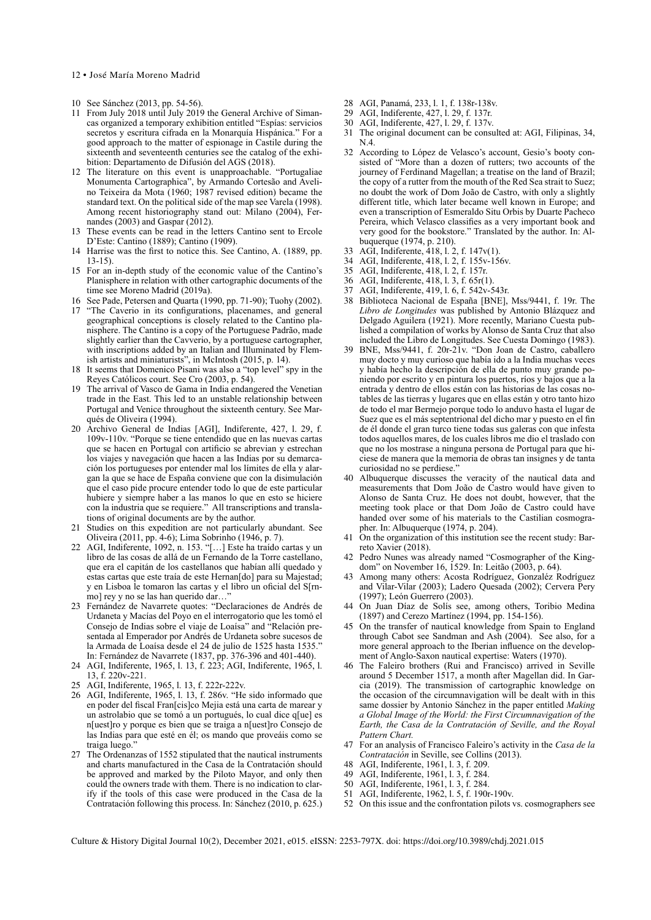10 See Sánchez (2013, pp. 54-56).

11 From July 2018 until July 2019 the General Archive of Simancas organized a temporary exhibition entitled "Espías: servicios secretos y escritura cifrada en la Monarquía Hispánica." For a good approach to the matter of espionage in Castile during the sixteenth and seventeenth centuries see the catalog of the exhibition: Departamento de Difusión del AGS (2018).

12 The literature on this event is unapproachable. "Portugaliae Monumenta Cartographica", by Armando Cortesão and Avelino Teixeira da Mota (1960; 1987 revised edition) became the standard text. On the political side of the map see Varela (1998). Among recent historiography stand out: Milano (2004), Fernandes (2003) and Gaspar (2012).

13 These events can be read in the letters Cantino sent to Ercole D'Este: Cantino (1889); Cantino (1909).

14 Harrise was the first to notice this. See Cantino, A. (1889, pp. 13-15).

15 For an in-depth study of the economic value of the Cantino's Planisphere in relation with other cartographic documents of the time see Moreno Madrid (2019a).

16 See Pade, Petersen and Quarta (1990, pp. 71-90); Tuohy (2002).

17 "The Caverio in its configurations, placenames, and general geographical conceptions is closely related to the Cantino planisphere. The Cantino is a copy of the Portuguese Padrão, made slightly earlier than the Cavverio, by a portuguese cartographer, with inscriptions added by an Italian and Illuminated by Flemish artists and miniaturists", in McIntosh (2015, p. 14).

18 It seems that Domenico Pisani was also a "top level" spy in the Reyes Católicos court. See Cro (2003, p. 54).

19 The arrival of Vasco de Gama in India endangered the Venetian trade in the East. This led to an unstable relationship between Portugal and Venice throughout the sixteenth century. See Marqués de Oliveira (1994).

20 Archivo General de Indias [AGI], Indiferente, 427, l. 29, f. 109v-110v. "Porque se tiene entendido que en las nuevas cartas que se hacen en Portugal con artificio se abrevian y estrechan los viajes y navegación que hacen a las Indias por su demarcación los portugueses por entender mal los límites de ella y alargan la que se hace de España conviene que con la disimulación que el caso pide procure entender todo lo que de este particular hubiere y siempre haber a las manos lo que en esto se hiciere con la industria que se requiere." All transcriptions and translations of original documents are by the author.

21 Studies on this expedition are not particularly abundant. See Oliveira (2011, pp. 4-6); Lima Sobrinho (1946, p. 7).

22 AGI, Indiferente, 1092, n. 153. "[…] Este ha traído cartas y un libro de las cosas de allá de un Fernando de la Torre castellano, que era el capitán de los castellanos que habían allí quedado y estas cartas que este traía de este Hernan[do] para su Majestad; y en Lisboa le tomaron las cartas y el libro un oficial del S[rnmo] rey y no se las han querido dar…"

23 Fernández de Navarrete quotes: "Declaraciones de Andrés de Urdaneta y Macías del Poyo en el interrogatorio que les tomó el Consejo de Indias sobre el viaje de Loaísa" and "Relación presentada al Emperador por Andrés de Urdaneta sobre sucesos de la Armada de Loaísa desde el 24 de julio de 1525 hasta 1535." In: Fernández de Navarrete (1837, pp. 376-396 and 401-440).

24 AGI, Indiferente, 1965, l. 13, f. 223; AGI, Indiferente, 1965, l. 13, f. 220v-221.

25 AGI, Indiferente, 1965, l. 13, f. 222r-222v.

26 AGI, Indiferente, 1965, l. 13, f. 286v. "He sido informado que en poder del fiscal Fran[cis]co Mejia está una carta de marear y un astrolabio que se tomó a un portugués, lo cual dice q[ue] es n[uest]ro y porque es bien que se traiga a n[uest]ro Consejo de las Indias para que esté en él; os mando que proveáis como se traiga luego."

27 The Ordenanzas of 1552 stipulated that the nautical instruments and charts manufactured in the Casa de la Contratación should be approved and marked by the Piloto Mayor, and only then could the owners trade with them. There is no indication to clarify if the tools of this case were produced in the Casa de la Contratación following this process. In: Sánchez (2010, p. 625.)

28 AGI, Panamá, 233, l. 1, f. 138r-138v.

29 AGI, Indiferente, 427, l. 29, f. 137r.

30 AGI, Indiferente, 427, l. 29, f. 137v.

31 The original document can be consulted at: AGI, Filipinas, 34, N.4.

32 According to López de Velasco's account, Gesio's booty consisted of "More than a dozen of rutters; two accounts of the journey of Ferdinand Magellan; a treatise on the land of Brazil; the copy of a rutter from the mouth of the Red Sea strait to Suez; no doubt the work of Dom João de Castro, with only a slightly different title, which later became well known in Europe; and even a transcription of Esmeraldo Situ Orbis by Duarte Pacheco Pereira, which Velasco classifies as a very important book and very good for the bookstore." Translated by the author. In: Albuquerque (1974, p. 210).

33 AGI, Indiferente, 418, l. 2, f. 147v(1).

34 AGI, Indiferente, 418, l. 2, f. 155v-156v.

35 AGI, Indiferente, 418, l. 2, f. 157r.

36 AGI, Indiferente, 418, l. 3, f. 65r(1).

37 AGI, Indiferente, 419, l. 6, f. 542v-543r.

38 Biblioteca Nacional de España [BNE], Mss/9441, f. 19r. The *Libro de Longitudes* was published by Antonio Blázquez and Delgado Aguilera (1921). More recently, Mariano Cuesta published a compilation of works by Alonso de Santa Cruz that also included the Libro de Longitudes. See Cuesta Domingo (1983).

39 BNE, Mss/9441, f. 20r-21v. "Don Joan de Castro, caballero muy docto y muy curioso que había ido a la India muchas veces y había hecho la descripción de ella de punto muy grande poniendo por escrito y en pintura los puertos, ríos y bajos que a la entrada y dentro de ellos están con las historias de las cosas notables de las tierras y lugares que en ellas están y otro tanto hizo de todo el mar Bermejo porque todo lo anduvo hasta el lugar de Suez que es el más septentrional del dicho mar y puesto en el fin de él donde el gran turco tiene todas sus galeras con que infesta todos aquellos mares, de los cuales libros me dio el traslado con que no los mostrase a ninguna persona de Portugal para que hiciese de manera que la memoria de obras tan insignes y de tanta curiosidad no se perdiese."

40 Albuquerque discusses the veracity of the nautical data and measurements that Dom João de Castro would have given to Alonso de Santa Cruz. He does not doubt, however, that the meeting took place or that Dom João de Castro could have handed over some of his materials to the Castilian cosmographer. In: Albuquerque (1974, p. 204).

41 On the organization of this institution see the recent study: Barreto Xavier (2018).

42 Pedro Nunes was already named "Cosmographer of the Kingdom" on November 16, 1529. In: Leitão (2003, p. 64).

43 Among many others: Acosta Rodríguez, Gonzaléz Rodríguez and Vilar-Vilar (2003); Ladero Quesada (2002); Cervera Pery (1997); León Guerrero (2003).

44 On Juan Díaz de Solís see, among others, Toribio Medina (1897) and Cerezo Martínez (1994, pp. 154-156).

45 On the transfer of nautical knowledge from Spain to England through Cabot see Sandman and Ash (2004). See also, for a more general approach to the Iberian influence on the development of Anglo-Saxon nautical expertise: Waters (1970).

46 The Faleiro brothers (Rui and Francisco) arrived in Seville around 5 December 1517, a month after Magellan did. In Garcia (2019). The transmission of cartographic knowledge on the occasion of the circumnavigation will be dealt with in this same dossier by Antonio Sánchez in the paper entitled *Making a Global Image of the World: the First Circumnavigation of the Earth, the Casa de la Contratación of Seville, and the Royal Pattern Chart.*

47 For an analysis of Francisco Faleiro's activity in the *Casa de la Contratación* in Seville, see Collins (2013).

48 AGI, Indiferente, 1961, l. 3, f. 209.

49 AGI, Indiferente, 1961, l. 3, f. 284.

50 AGI, Indiferente, 1961, l. 3, f. 284.

51 AGI, Indiferente, 1962, l. 5, f. 190r-190v.

52 On this issue and the confrontation pilots vs. cosmographers see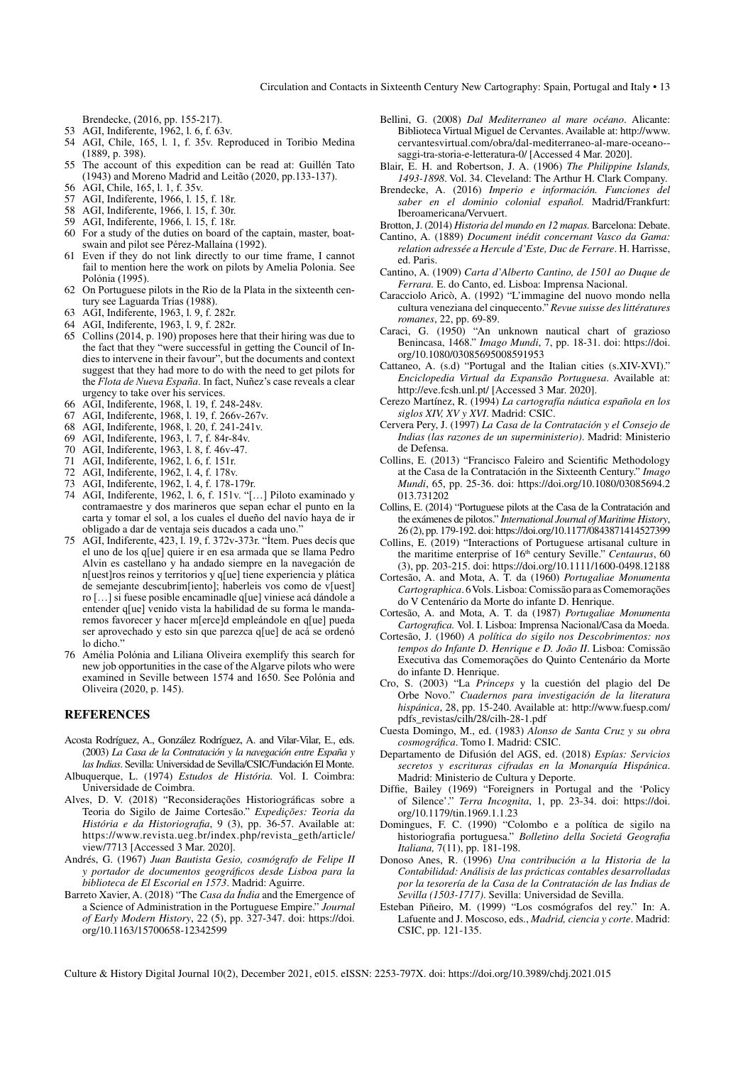Brendecke, (2016, pp. 155-217).

53 AGI, Indiferente, 1962, l. 6, f. 63v.

54 AGI, Chile, 165, l. 1, f. 35v. Reproduced in Toribio Medina (1889, p. 398).

55 The account of this expedition can be read at: Guillén Tato (1943) and Moreno Madrid and Leitão (2020, pp.133-137).

56 AGI, Chile, 165, l. 1, f. 35v.

57 AGI, Indiferente, 1966, l. 15, f. 18r.

58 AGI, Indiferente, 1966, l. 15, f. 30r.

59 AGI, Indiferente, 1966, l. 15, f. 18r.

60 For a study of the duties on board of the captain, master, boatswain and pilot see Pérez-Mallaína (1992).

61 Even if they do not link directly to our time frame, I cannot fail to mention here the work on pilots by Amelia Polonia. See Polónia (1995).

62 On Portuguese pilots in the Rio de la Plata in the sixteenth century see Laguarda Trías (1988).

63 AGI, Indiferente, 1963, l. 9, f. 282r.

64 AGI, Indiferente, 1963, l. 9, f. 282r.

65 Collins (2014, p. 190) proposes here that their hiring was due to the fact that they "were successful in getting the Council of Indies to intervene in their favour", but the documents and context suggest that they had more to do with the need to get pilots for the *Flota de Nueva España*. In fact, Nuñez's case reveals a clear urgency to take over his services.

66 AGI, Indiferente, 1968, l. 19, f. 248-248v.

67 AGI, Indiferente, 1968, l. 19, f. 266v-267v.

68 AGI, Indiferente, 1968, l. 20, f. 241-241v.

69 AGI, Indiferente, 1963, l. 7, f. 84r-84v.

70 AGI, Indiferente, 1963, l. 8, f. 46v-47.

71 AGI, Indiferente, 1962, l. 6, f. 151r.

72 AGI, Indiferente, 1962, l. 4, f. 178v.

73 AGI, Indiferente, 1962, l. 4, f. 178-179r.

74 AGI, Indiferente, 1962, l. 6, f. 151v. "[…] Piloto examinado y contramaestre y dos marineros que sepan echar el punto en la carta y tomar el sol, a los cuales el dueño del navío haya de ir obligado a dar de ventaja seis ducados a cada uno."

75 AGI, Indiferente, 423, l. 19, f. 372v-373r. "Ítem. Pues decís que el uno de los q[ue] quiere ir en esa armada que se llama Pedro Alvin es castellano y ha andado siempre en la navegación de n[uest]ros reinos y territorios y q[ue] tiene experiencia y plática de semejante descubrim[iento]; haberleis vos como de v[uest]ro […] si fuese posible encaminadle q[ue] viniese acá dándole a entender q[ue] venido vista la habilidad de su forma le mandaremos favorecer y hacer m[erce]d empleándole en q[ue] pueda ser aprovechado y esto sin que parezca q[ue] de acá se ordenó lo dicho."

76 Amélia Polónia and Liliana Oliveira exemplify this search for new job opportunities in the case of the Algarve pilots who were examined in Seville between 1574 and 1650. See Polónia and Oliveira (2020, p. 145).

## REFERENCES

Acosta Rodríguez, A., González Rodríguez, A. and Vilar-Vilar, E., eds. (2003) *La Casa de la Contratación y la navegación entre España y las Indias*. Sevilla: Universidad de Sevilla/CSIC/Fundación El Monte.

Albuquerque, L. (1974) *Estudos de História*. Vol. I. Coimbra: Universidade de Coimbra.

Alves, D. V. (2018) "Reconsiderações Historiográficas sobre a Teoria do Sigilo de Jaime Cortesão." *Expedições: Teoria da História e da Historiografia*, 9 (3), pp. 36-57. Available at: https://www.revista.ueg.br/index.php/revista_geth/article/view/7713 [Accessed 3 Mar. 2020].

Andrés, G. (1967) *Juan Bautista Gesio, cosmógrafo de Felipe II y portador de documentos geográficos desde Lisboa para la biblioteca de El Escorial en 1573*. Madrid: Aguirre.

Barreto Xavier, A. (2018) "The *Casa da Índia* and the Emergence of a Science of Administration in the Portuguese Empire." *Journal of Early Modern History*, 22 (5), pp. 327-347. doi: https://doi.org/10.1163/15700658-12342599

Bellini, G. (2008) *Dal Mediterraneo al mare océano*. Alicante: Biblioteca Virtual Miguel de Cervantes. Available at: http://www.cervantesvirtual.com/obra/dal-mediterraneo-al-mare-oceano--saggi-tra-storia-e-letteratura-0/ [Accessed 4 Mar. 2020].

Blair, E. H. and Robertson, J. A. (1906) *The Philippine Islands, 1493-1898*. Vol. 34. Cleveland: The Arthur H. Clark Company.

Brendecke, A. (2016) *Imperio e información. Funciones del saber en el dominio colonial español*. Madrid/Frankfurt: Iberoamericana/Vervuert.

Brotton, J. (2014) *Historia del mundo en 12 mapas*. Barcelona: Debate.

Cantino, A. (1889) *Document inédit concernant Vasco da Gama: relation adressée a Hercule d'Este, Duc de Ferrare*. H. Harrisse, ed. Paris.

Cantino, A. (1909) *Carta d'Alberto Cantino, de 1501 ao Duque de Ferrara*. E. do Canto, ed. Lisboa: Imprensa Nacional.

Caracciolo Aricò, A. (1992) "L'immagine del nuovo mondo nella cultura veneziana del cinquecento." *Revue suisse des littératures romanes*, 22, pp. 69-89.

Caraci, G. (1950) "An unknown nautical chart of grazioso Benincasa, 1468." *Imago Mundi*, 7, pp. 18-31. doi: https://doi.org/10.1080/03085695008591953

Cattaneo, A. (s.d) "Portugal and the Italian cities (s.XIV-XVI)." *Enciclopedia Virtual da Expansão Portuguesa*. Available at: http://eve.fcsh.unl.pt/ [Accessed 3 Mar. 2020].

Cerezo Martínez, R. (1994) *La cartografía náutica española en los siglos XIV, XV y XVI*. Madrid: CSIC.

Cervera Pery, J. (1997) *La Casa de la Contratación y el Consejo de Indias (las razones de un superministerio)*. Madrid: Ministerio de Defensa.

Collins, E. (2013) "Francisco Faleiro and Scientific Methodology at the Casa de la Contratación in the Sixteenth Century." *Imago Mundi*, 65, pp. 25-36. doi: https://doi.org/10.1080/03085694.2013.731202

Collins, E. (2014) "Portuguese pilots at the Casa de la Contratación and the exámenes de pilotos." *International Journal of Maritime History*, 26 (2), pp. 179-192. doi: https://doi.org/10.1177/0843871414527399

Collins, E. (2019) "Interactions of Portuguese artisanal culture in the maritime enterprise of 16th century Seville." *Centaurus*, 60 (3), pp. 203-215. doi: https://doi.org/10.1111/1600-0498.12188

Cortesão, A. and Mota, A. T. da (1960) *Portugaliae Monumenta Cartographica*. 6 Vols. Lisboa: Comissão para as Comemorações do V Centenário da Morte do infante D. Henrique.

Cortesão, A. and Mota, A. T. da (1987) *Portugaliae Monumenta Cartografica*. Vol. I. Lisboa: Imprensa Nacional/Casa da Moeda.

Cortesão, J. (1960) *A política do sigilo nos Descobrimentos: nos tempos do Infante D. Henrique e D. João II*. Lisboa: Comissão Executiva das Comemorações do Quinto Centenário da Morte do infante D. Henrique.

Cro, S. (2003) "La *Princeps* y la cuestión del plagio del De Orbe Novo." *Cuadernos para investigación de la literatura hispánica*, 28, pp. 15-240. Available at: http://www.fuesp.com/pdfs_revistas/cilh/28/cilh-28-1.pdf

Cuesta Domingo, M., ed. (1983) *Alonso de Santa Cruz y su obra cosmográfica*. Tomo I. Madrid: CSIC.

Departamento de Difusión del AGS, ed. (2018) *Espías: Servicios secretos y escrituras cifradas en la Monarquía Hispánica*. Madrid: Ministerio de Cultura y Deporte.

Diffie, Bailey (1969) "Foreigners in Portugal and the 'Policy of Silence'." *Terra Incognita*, 1, pp. 23-34. doi: https://doi.org/10.1179/tin.1969.1.1.23

Domingues, F. C. (1990) "Colombo e a política de sigilo na historiografia portuguesa." *Bolletino della Societá Geografia Italiana,* 7(11), pp. 181-198.

Donoso Anes, R. (1996) *Una contribución a la Historia de la Contabilidad: Análisis de las prácticas contables desarrolladas por la tesorería de la Casa de la Contratación de las Indias de Sevilla (1503-1717)*. Sevilla: Universidad de Sevilla.

Esteban Piñeiro, M. (1999) "Los cosmógrafos del rey." In: A. Lafuente and J. Moscoso, eds., *Madrid, ciencia y corte*. Madrid: CSIC, pp. 121-135.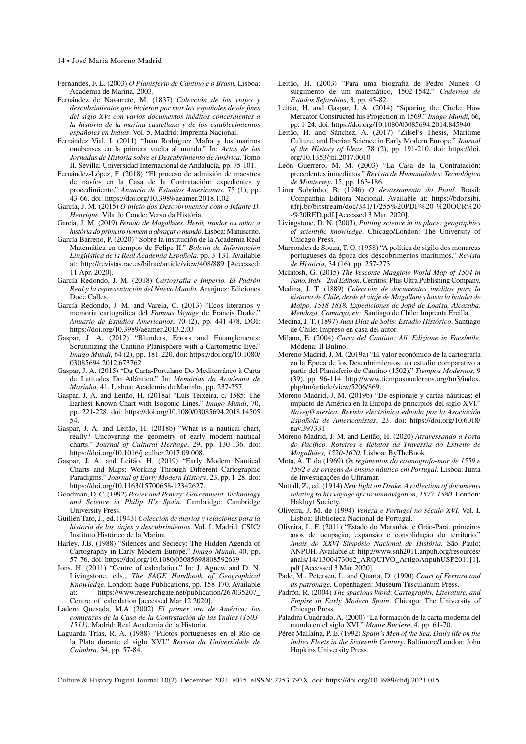Fernandes, F. L. (2003) *O Planisferio de Cantino e o Brasil.* Lisboa: Academia de Marina, 2003.

Fernández de Navarrete, M. (1837) *Colección de los viajes y descubrimientos que hicieron por mar los españoles desde fines del siglo XV: con varios documentos inéditos concernientes a la historia de la marina castellana y de los establecimientos españoles en Indias*. Vol. 5. Madrid: Imprenta Nacional.

Fernández Vial, I. (2011) "Juan Rodríguez Mafra y los marinos onubenses en la primera vuelta al mundo." In: *Actas de las Jornadas de Historia sobre el Descubrimiento de América*. Tomo II. Sevilla: Universidad Internacional de Andalucía, pp. 75-101.

Fernández-López, F. (2018) "El proceso de admisión de maestres de navíos en la Casa de la Contratación: expedientes y procedimiento." *Anuario de Estudios Americanos*, 75 (1), pp. 43-66. doi: https://doi.org/10.3989/aeamer.2018.1.02

García, J. M. (2015) *O início dos Descobrimentos com o Infante D. Henrique.* Vila do Conde: Verso da História.

García, J. M. (2019) *Fernão de Magalhães. Herói, traidor ou mito: a história do primeiro homem a abraçar o mundo*. Lisboa: Manuscrito.

García Barreno, P. (2020) "Sobre la institución de la Academia Real Matemática en tiempos de Felipe II." *Boletín de Información Lingüística de la Real Academia Española*. pp. 3-131. Available at: http://revistas.rae.es/bilrae/article/view/408/889 [Accessed: 11 Apr. 2020].

García Redondo, J. M. (2018) *Cartografía e Imperio. El Padrón Real y la representación del Nuevo Mundo.* Aranjuez: Ediciones Doce Calles.

García Redondo, J. M. and Varela, C. (2013) "Ecos literarios y memoria cartográfica del *Famous Voyage* de Francis Drake." *Anuario de Estudios Americanos*, 70 (2), pp. 441-478. DOI: https://doi.org/10.3989/aeamer.2013.2.03

Gaspar, J. A. (2012) "Blunders, Errors and Entanglements: Scrutinizing the Cantino Planisphere with a Cartometric Eye." *Imago Mundi*, 64 (2), pp. 181-220. doi: https://doi.org/10.1080/03085694.2012.673762

Gaspar, J. A. (2015) "Da Carta-Portulano Do Mediterrâneo à Carta de Latitudes Do Atlântico." In: *Memórias da Academia de Marinha,* 41, Lisboa: Academia de Marinha, pp. 237-257.

Gaspar, J. A. and Leitão, H. (2018a) "Luís Teixeira, c. 1585: The Earliest Known Chart with Isogonic Lines." *Imago Mundi*, 70, pp. 221-228. doi: https://doi.org/10.1080/03085694.2018.1450554.

Gaspar, J. A. and Leitão, H. (2018b) "What is a nautical chart, really? Uncovering the geometry of early modern nautical charts." *Journal of Cultural Heritage*, 29, pp. 130-136. doi: https://doi.org/10.1016/j.culher.2017.09.008.

Gaspar, J. A. and Leitão, H. (2019) "Early Modern Nautical Charts and Maps: Working Through Different Cartographic Paradigms." *Journal of Early Modern History*, 23, pp. 1-28. doi: https://doi.org/10.1163/15700658-12342627.

Goodman, D. C. (1992) *Power and Penury: Government, Technology and Science in Philip II's Spain*. Cambridge: Cambridge University Press.

Guillén Tato, J., ed. (1943) *Colección de diarios y relaciones para la historia de los viajes y descubrimientos*. Vol. I. Madrid: CSIC/Instituto Histórico de la Marina.

Harley, J.B. (1988) "Silences and Secrecy: The Hidden Agenda of Cartography in Early Modern Europe." *Imago Mundi*, 40, pp. 57-76. doi: https://doi.org/10.1080/03085698808592639

Jons, H. (2011) "Centre of calculation." In: J. Agnew and D. N. Livingstone, eds., *The SAGE Handbook of Geographical Knowledge*. London: Sage Publications, pp. 158-170. Available at: https://www.researchgate.net/publication/267035207_Centre_of_calculation [accessed Mar 12 2020].

Ladero Quesada, M.A (2002) *El primer oro de América: los comienzos de la Casa de la Contratación de las Yndias (1503-1511)*. Madrid: Real Academia de la Historia.

Laguarda Trías, R. A. (1988) "Pilotos portugueses en el Río de la Plata durante el siglo XVI." *Revista da Universidade de Coimbra*, 34, pp. 57-84.

Leitão, H. (2003) "Para uma biografia de Pedro Nunes: O surgimento de um matemático, 1502-1542." *Cadernos de Estudos Sefarditas*, 3, pp. 45-82.

Leitão, H. and Gaspar, J. A. (2014) "Squaring the Circle: How Mercator Constructed his Projection in 1569." *Imago Mundi*, 66, pp. 1-24. doi: https://doi.org/10.1080/03085694.2014.845940

Leitão, H. and Sánchez, A. (2017) "Zilsel's Thesis, Maritime Culture, and Iberian Science in Early Modern Europe." *Journal of the History of Ideas*, 78 (2), pp. 191-210. doi: https://doi.org/10.1353/jhi.2017.0010

León Guerrero, M. M. (2003) "La Casa de la Contratación: precedentes inmediatos." *Revista de Humanidades: Tecnológico de Monterrey*, 15, pp. 163-186.

Lima Sobrinho, B. (1946) *O devassamento do Piauí*. Brasil: Companhia Editora Nacional. Available at: https://bdor.sibi.ufrj.br/bitstream/doc/341/1/255%20PDF%20-%20OCR%20-%20RED.pdf [Accessed 3 Mar. 2020].

Livingstone, D. N. (2003), *Putting science in its place: geographies of scientific knowledge*. Chicago/London: The University of Chicago Press.

Marcondes de Souza, T. O. (1958) "A política do sigilo dos monarcas portugueses da época dos descobrimentos marítimos." *Revista de História*, 34 (16), pp. 257-273.

McIntosh, G. (2015) *The Vesconte Maggiolo World Map of 1504 in Fano, Italy - 2nd Edition*. Cerritos: Plus Ultra Publishing Company.

Medina, J. T. (1889) *Colección de documentos inéditos para la historia de Chile, desde el viaje de Magallanes hasta la batalla de Maipo, 1518-1818. Expediciones de Jofré de Loaísa, Alcazaba, Mendoza, Camargo, etc.* Santiago de Chile: Imprenta Ercilla.

Medina, J. T. (1897) *Juan Díaz de Solís: Estudio Histórico*. Santiago de Chile: Impreso en casa del autor.

Milano, E. (2004) *Carta del Cantino: All' Edizione in Facsímile.* Módena: Il Bulino.

Moreno Madrid, J. M. (2019a) "El valor económico de la cartografía en la Época de los Descubrimientos: un estudio comparativo a partir del Planisferio de Cantino (1502)." *Tiempos Modernos*, 9 (39), pp. 96-114. http://www.tiemposmodernos.org/tm3/index.php/tm/article/view/5206/869.

Moreno Madrid, J. M. (2019b) "De espionaje y cartas náuticas: el impacto de América en la Europa de principios del siglo XVI." *Naveg@merica. Revista electrónica editada por la Asociación Española de Americanistas*, 23. doi: https://doi.org/10.6018/nav.397331

Moreno Madrid, J. M. and Leitão, H. (2020) *Atravessando a Porta do Pacífico. Roteiros e Relatos da Travessia do Estreito de Magalhães, 1520-1620*. Lisboa: ByTheBook.

Mota, A. T. da (1969) *Os regimentos do cosmógrafo-mor de 1559 e 1592 e as origens do ensino náutico em Portugal*. Lisboa: Junta de Investigações do Ultramar.

Nuttall, Z., ed. (1914) *New light on Drake. A collection of documents relating to his voyage of circumnavigation, 1577-1580*. London: Hakluyt Society.

Oliveira, J. M. de (1994) *Veneza e Portugal no século XVI*. Vol. I. Lisboa: Biblioteca Nacional de Portugal.

Oliveira, L. F. (2011) "Estado do Maranhão e Grão-Pará: primeiros anos de ocupação, expansão e consolidação do territorio." *Anais do XXVI Simpósio Nacional de História*. São Paulo: ANPUH. Available at: http://www.snh2011.anpuh.org/resources/anais/14/1300473062_ARQUIVO_ArtigoAnpuhUSP2011[1].pdf [Accessed 3 Mar. 2020].

Pade, M., Petersen, L. and Quarta, D. (1990) *Court of Ferrara and its patronage*. Copenhagen: Museum Tusculanum Press.

Padrón, R. (2004) *The spacious Word*: *Cartography, Literature, and Empire in Early Modern Spain*. Chicago: The University of Chicago Press.

Paladini Cuadrado, A. (2000) "La formación de la carta moderna del mundo en el siglo XVI." *Monte Buciero*, 4, pp. 61-70.

Pérez Mallaína, P. E. (1992) *Spain's Men of the Sea. Daily life on the Indies Fleets in the Sixteenth Century*. Baltimore/London: John Hopkins University Press.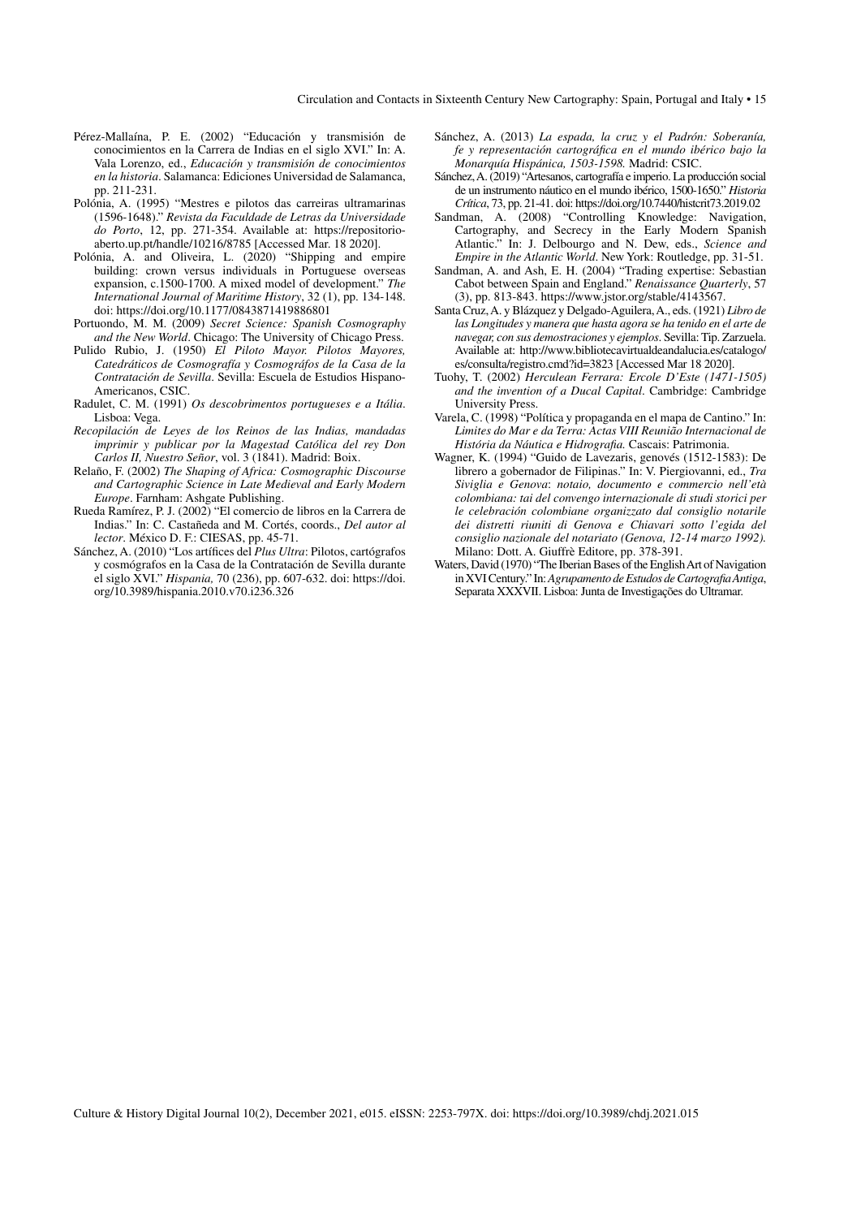Pérez-Mallaína, P. E. (2002) "Educación y transmisión de conocimientos en la Carrera de Indias en el siglo XVI." In: A. Vala Lorenzo, ed., *Educación y transmisión de conocimientos en la historia*. Salamanca: Ediciones Universidad de Salamanca, pp. 211-231.

Polónia, A. (1995) "Mestres e pilotos das carreiras ultramarinas (1596-1648)." *Revista da Faculdade de Letras da Universidade do Porto*, 12, pp. 271-354. Available at: https://repositorio-aberto.up.pt/handle/10216/8785 [Accessed Mar. 18 2020].

Polónia, A. and Oliveira, L. (2020) "Shipping and empire building: crown versus individuals in Portuguese overseas expansion, c.1500-1700. A mixed model of development." *The International Journal of Maritime History*, 32 (1), pp. 134-148. doi: https://doi.org/10.1177/0843871419886801

Portuondo, M. M. (2009) *Secret Science: Spanish Cosmography and the New World*. Chicago: The University of Chicago Press.

Pulido Rubio, J. (1950) *El Piloto Mayor. Pilotos Mayores, Catedráticos de Cosmografía y Cosmográfos de la Casa de la Contratación de Sevilla*. Sevilla: Escuela de Estudios Hispano-Americanos, CSIC.

Radulet, C. M. (1991) *Os descobrimentos portugueses e a Itália*. Lisboa: Vega.

*Recopilación de Leyes de los Reinos de las Indias, mandadas imprimir y publicar por la Magestad Católica del rey Don Carlos II, Nuestro Señor*, vol. 3 (1841). Madrid: Boix.

Relaño, F. (2002) *The Shaping of Africa: Cosmographic Discourse and Cartographic Science in Late Medieval and Early Modern Europe*. Farnham: Ashgate Publishing.

Rueda Ramírez, P. J. (2002) "El comercio de libros en la Carrera de Indias." In: C. Castañeda and M. Cortés, coords., *Del autor al lector*. México D. F.: CIESAS, pp. 45-71.

Sánchez, A. (2010) "Los artífices del *Plus Ultra*: Pilotos, cartógrafos y cosmógrafos en la Casa de la Contratación de Sevilla durante el siglo XVI." *Hispania,* 70 (236), pp. 607-632. doi: https://doi.org/10.3989/hispania.2010.v70.i236.326

Sánchez, A. (2013) *La espada, la cruz y el Padrón: Soberanía, fe y representación cartográfica en el mundo ibérico bajo la Monarquía Hispánica, 1503-1598.* Madrid: CSIC.

Sánchez, A. (2019) "Artesanos, cartografía e imperio. La producción social de un instrumento náutico en el mundo ibérico, 1500-1650." *Historia Crítica*, 73, pp. 21-41. doi: https://doi.org/10.7440/histcrit73.2019.02

Sandman, A. (2008) "Controlling Knowledge: Navigation, Cartography, and Secrecy in the Early Modern Spanish Atlantic." In: J. Delbourgo and N. Dew, eds., *Science and Empire in the Atlantic World*. New York: Routledge, pp. 31-51.

Sandman, A. and Ash, E. H. (2004) "Trading expertise: Sebastian Cabot between Spain and England." *Renaissance Quarterly*, 57 (3), pp. 813-843. https://www.jstor.org/stable/4143567.

Santa Cruz, A. y Blázquez y Delgado-Aguilera, A., eds. (1921) *Libro de las Longitudes y manera que hasta agora se ha tenido en el arte de navegar, con sus demostraciones y ejemplos*. Sevilla: Tip. Zarzuela. Available at: http://www.bibliotecavirtualdeandalucia.es/catalogo/es/consulta/registro.cmd?id=3823 [Accessed Mar 18 2020].

Tuohy, T. (2002) *Herculean Ferrara: Ercole D'Este (1471-1505) and the invention of a Ducal Capital*. Cambridge: Cambridge University Press.

Varela, C. (1998) "Política y propaganda en el mapa de Cantino." In: *Limites do Mar e da Terra: Actas VIII Reunião Internacional de História da Náutica e Hidrografia.* Cascais: Patrimonia.

Wagner, K. (1994) "Guido de Lavezaris, genovés (1512-1583): De librero a gobernador de Filipinas." In: V. Piergiovanni, ed., *Tra Siviglia e Genova*: *notaio, documento e commercio nell'età colombiana: tai del convegno internazionale di studi storici per le celebración colombiane organizzato dal consiglio notarile dei distretti riuniti di Genova e Chiavari sotto l'egida del consiglio nazionale del notariato (Genova, 12-14 marzo 1992).* Milano: Dott. A. Giuffrè Editore, pp. 378-391.

Waters, David (1970) "The Iberian Bases of the English Art of Navigation in XVI Century." In: *Agrupamento de Estudos de Cartografia Antiga*, Separata XXXVII. Lisboa: Junta de Investigações do Ultramar.